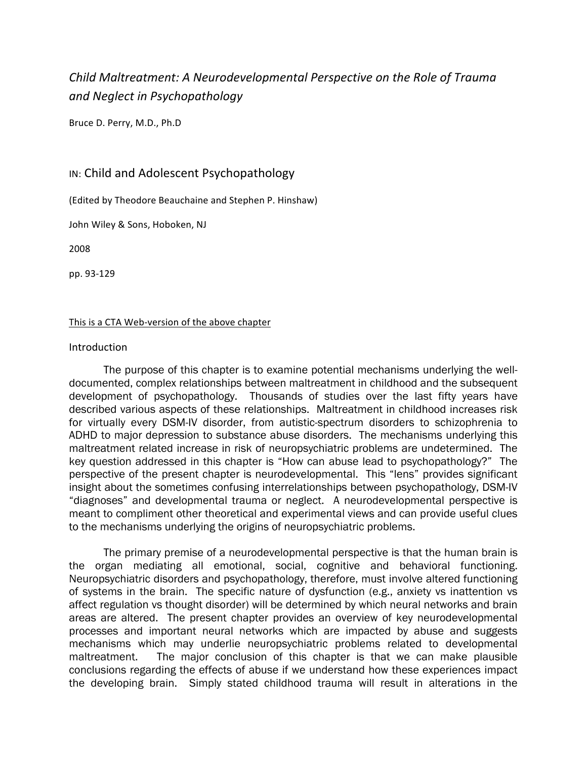# *Child Maltreatment: A Neurodevelopmental Perspective on the Role of Trauma and Neglect in Psychopathology*

Bruce D. Perry, M.D., Ph.D

IN: Child and Adolescent Psychopathology

(Edited by Theodore Beauchaine and Stephen P. Hinshaw)

John Wiley & Sons, Hoboken, NJ

2008

pp. 93-129

This is a CTA Web-version of the above chapter

## Introduction

The purpose of this chapter is to examine potential mechanisms underlying the well-documented, complex relationships between maltreatment in childhood and the subsequent development of psychopathology. Thousands of studies over the last fifty years have described various aspects of these relationships. Maltreatment in childhood increases risk for virtually every DSM-IV disorder, from autistic-spectrum disorders to schizophrenia to ADHD to major depression to substance abuse disorders. The mechanisms underlying this maltreatment related increase in risk of neuropsychiatric problems are undetermined. The key question addressed in this chapter is "How can abuse lead to psychopathology?" The perspective of the present chapter is neurodevelopmental. This "lens" provides significant insight about the sometimes confusing interrelationships between psychopathology, DSM-IV "diagnoses" and developmental trauma or neglect. A neurodevelopmental perspective is meant to compliment other theoretical and experimental views and can provide useful clues to the mechanisms underlying the origins of neuropsychiatric problems.

The primary premise of a neurodevelopmental perspective is that the human brain is the organ mediating all emotional, social, cognitive and behavioral functioning. Neuropsychiatric disorders and psychopathology, therefore, must involve altered functioning of systems in the brain. The specific nature of dysfunction (e.g., anxiety vs inattention vs affect regulation vs thought disorder) will be determined by which neural networks and brain areas are altered. The present chapter provides an overview of key neurodevelopmental processes and important neural networks which are impacted by abuse and suggests mechanisms which may underlie neuropsychiatric problems related to developmental maltreatment. The major conclusion of this chapter is that we can make plausible conclusions regarding the effects of abuse if we understand how these experiences impact the developing brain. Simply stated childhood trauma will result in alterations in the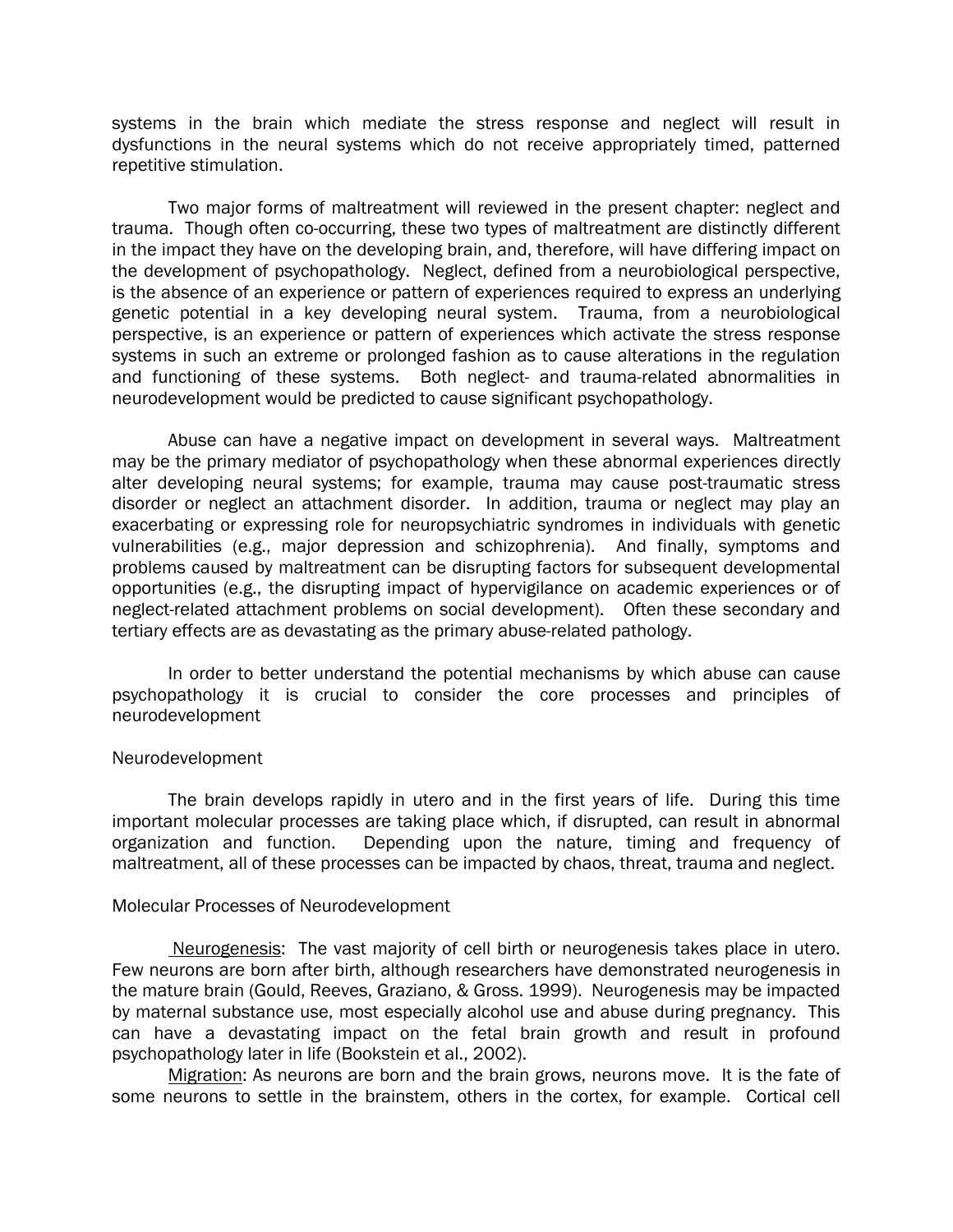systems in the brain which mediate the stress response and neglect will result in dysfunctions in the neural systems which do not receive appropriately timed, patterned repetitive stimulation.

Two major forms of maltreatment will reviewed in the present chapter: neglect and trauma. Though often co-occurring, these two types of maltreatment are distinctly different in the impact they have on the developing brain, and, therefore, will have differing impact on the development of psychopathology. Neglect, defined from a neurobiological perspective, is the absence of an experience or pattern of experiences required to express an underlying genetic potential in a key developing neural system. Trauma, from a neurobiological perspective, is an experience or pattern of experiences which activate the stress response systems in such an extreme or prolonged fashion as to cause alterations in the regulation and functioning of these systems. Both neglect- and trauma-related abnormalities in neurodevelopment would be predicted to cause significant psychopathology.

Abuse can have a negative impact on development in several ways. Maltreatment may be the primary mediator of psychopathology when these abnormal experiences directly alter developing neural systems; for example, trauma may cause post-traumatic stress disorder or neglect an attachment disorder. In addition, trauma or neglect may play an exacerbating or expressing role for neuropsychiatric syndromes in individuals with genetic vulnerabilities (e.g., major depression and schizophrenia). And finally, symptoms and problems caused by maltreatment can be disrupting factors for subsequent developmental opportunities (e.g., the disrupting impact of hypervigilance on academic experiences or of neglect-related attachment problems on social development). Often these secondary and tertiary effects are as devastating as the primary abuse-related pathology.

In order to better understand the potential mechanisms by which abuse can cause psychopathology it is crucial to consider the core processes and principles of neurodevelopment

## Neurodevelopment

The brain develops rapidly in utero and in the first years of life. During this time important molecular processes are taking place which, if disrupted, can result in abnormal organization and function. Depending upon the nature, timing and frequency of maltreatment, all of these processes can be impacted by chaos, threat, trauma and neglect.

### Molecular Processes of Neurodevelopment

Neurogenesis: The vast majority of cell birth or neurogenesis takes place in utero. Few neurons are born after birth, although researchers have demonstrated neurogenesis in the mature brain (Gould, Reeves, Graziano, & Gross. 1999). Neurogenesis may be impacted by maternal substance use, most especially alcohol use and abuse during pregnancy. This can have a devastating impact on the fetal brain growth and result in profound psychopathology later in life (Bookstein et al., 2002).

Migration: As neurons are born and the brain grows, neurons move. It is the fate of some neurons to settle in the brainstem, others in the cortex, for example. Cortical cell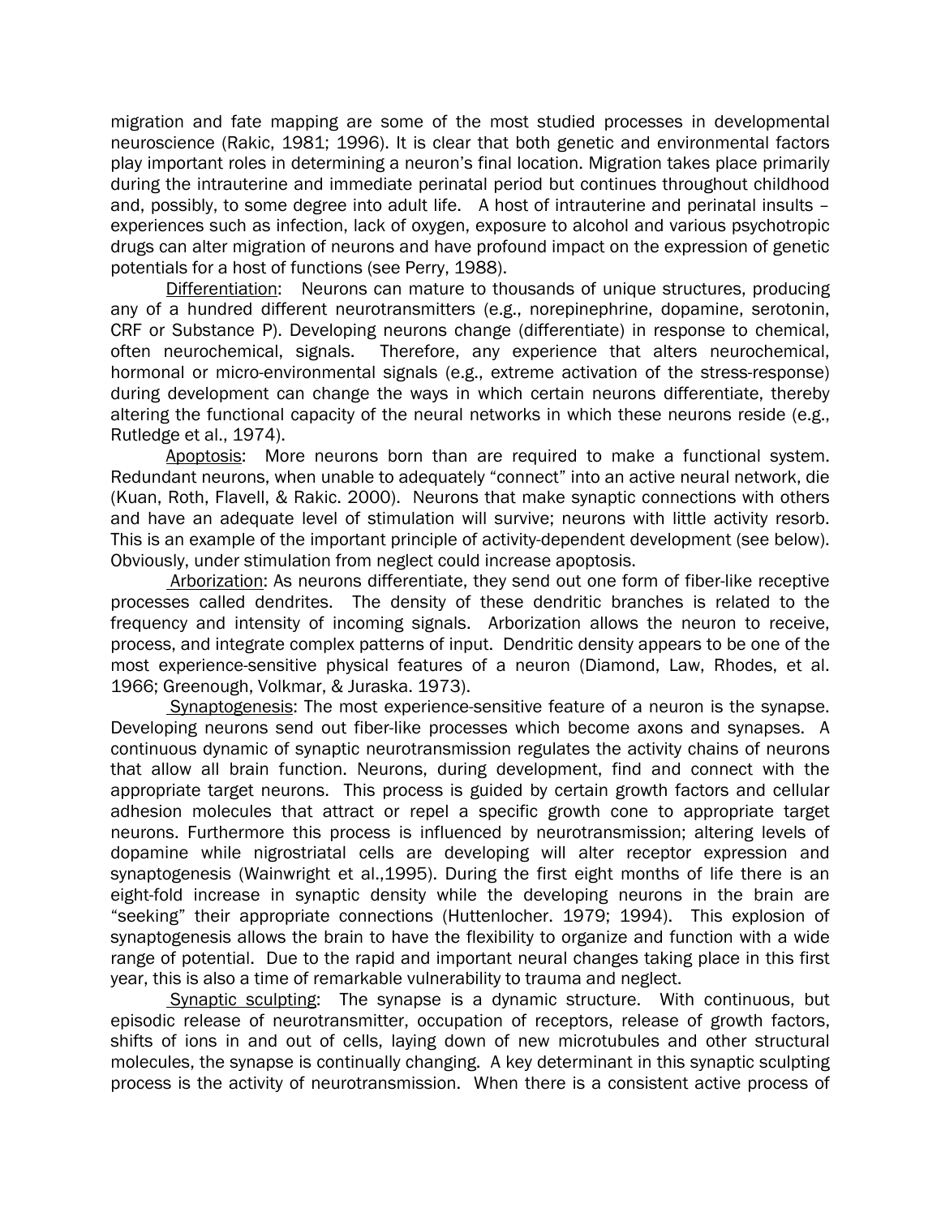migration and fate mapping are some of the most studied processes in developmental neuroscience (Rakic, 1981; 1996). It is clear that both genetic and environmental factors play important roles in determining a neuron's final location. Migration takes place primarily during the intrauterine and immediate perinatal period but continues throughout childhood and, possibly, to some degree into adult life. A host of intrauterine and perinatal insults – experiences such as infection, lack of oxygen, exposure to alcohol and various psychotropic drugs can alter migration of neurons and have profound impact on the expression of genetic potentials for a host of functions (see Perry, 1988).

<u>Differentiation</u>: Neurons can mature to thousands of unique structures, producing any of a hundred different neurotransmitters (e.g., norepinephrine, dopamine, serotonin, CRF or Substance P). Developing neurons change (differentiate) in response to chemical, often neurochemical, signals. Therefore, any experience that alters neurochemical, hormonal or micro-environmental signals (e.g., extreme activation of the stress-response) during development can change the ways in which certain neurons differentiate, thereby altering the functional capacity of the neural networks in which these neurons reside (e.g., Rutledge et al., 1974).

<u>Apoptosis</u>: More neurons born than are required to make a functional system. Redundant neurons, when unable to adequately "connect" into an active neural network, die (Kuan, Roth, Flavell, & Rakic. 2000). Neurons that make synaptic connections with others and have an adequate level of stimulation will survive; neurons with little activity resorb. This is an example of the important principle of activity-dependent development (see below). Obviously, under stimulation from neglect could increase apoptosis.

<u>Arborization</u>: As neurons differentiate, they send out one form of fiber-like receptive processes called dendrites. The density of these dendritic branches is related to the frequency and intensity of incoming signals. Arborization allows the neuron to receive, process, and integrate complex patterns of input. Dendritic density appears to be one of the most experience-sensitive physical features of a neuron (Diamond, Law, Rhodes, et al. 1966; Greenough, Volkmar, & Juraska. 1973).

<u>Synaptogenesis</u>: The most experience-sensitive feature of a neuron is the synapse. Developing neurons send out fiber-like processes which become axons and synapses. A continuous dynamic of synaptic neurotransmission regulates the activity chains of neurons that allow all brain function. Neurons, during development, find and connect with the appropriate target neurons. This process is guided by certain growth factors and cellular adhesion molecules that attract or repel a specific growth cone to appropriate target neurons. Furthermore this process is influenced by neurotransmission; altering levels of dopamine while nigrostriatal cells are developing will alter receptor expression and synaptogenesis (Wainwright et al.,1995). During the first eight months of life there is an eight-fold increase in synaptic density while the developing neurons in the brain are "seeking" their appropriate connections (Huttenlocher. 1979; 1994). This explosion of synaptogenesis allows the brain to have the flexibility to organize and function with a wide range of potential. Due to the rapid and important neural changes taking place in this first year, this is also a time of remarkable vulnerability to trauma and neglect.

<u>Synaptic sculpting</u>: The synapse is a dynamic structure. With continuous, but episodic release of neurotransmitter, occupation of receptors, release of growth factors, shifts of ions in and out of cells, laying down of new microtubules and other structural molecules, the synapse is continually changing. A key determinant in this synaptic sculpting process is the activity of neurotransmission. When there is a consistent active process of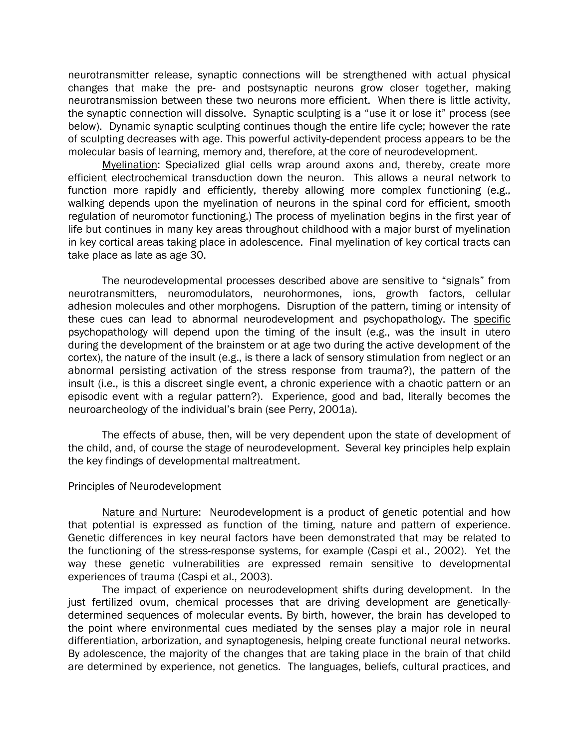neurotransmitter release, synaptic connections will be strengthened with actual physical changes that make the pre- and postsynaptic neurons grow closer together, making neurotransmission between these two neurons more efficient. When there is little activity, the synaptic connection will dissolve. Synaptic sculpting is a "use it or lose it" process (see below). Dynamic synaptic sculpting continues though the entire life cycle; however the rate of sculpting decreases with age. This powerful activity-dependent process appears to be the molecular basis of learning, memory and, therefore, at the core of neurodevelopment.

Myelination: Specialized glial cells wrap around axons and, thereby, create more efficient electrochemical transduction down the neuron. This allows a neural network to function more rapidly and efficiently, thereby allowing more complex functioning (e.g., walking depends upon the myelination of neurons in the spinal cord for efficient, smooth regulation of neuromotor functioning.) The process of myelination begins in the first year of life but continues in many key areas throughout childhood with a major burst of myelination in key cortical areas taking place in adolescence. Final myelination of key cortical tracts can take place as late as age 30.

The neurodevelopmental processes described above are sensitive to "signals" from neurotransmitters, neuromodulators, neurohormones, ions, growth factors, cellular adhesion molecules and other morphogens. Disruption of the pattern, timing or intensity of these cues can lead to abnormal neurodevelopment and psychopathology. The specific psychopathology will depend upon the timing of the insult (e.g., was the insult in utero during the development of the brainstem or at age two during the active development of the cortex), the nature of the insult (e.g., is there a lack of sensory stimulation from neglect or an abnormal persisting activation of the stress response from trauma?), the pattern of the insult (i.e., is this a discreet single event, a chronic experience with a chaotic pattern or an episodic event with a regular pattern?). Experience, good and bad, literally becomes the neuroarcheology of the individual's brain (see Perry, 2001a).

The effects of abuse, then, will be very dependent upon the state of development of the child, and, of course the stage of neurodevelopment. Several key principles help explain the key findings of developmental maltreatment.

## Principles of Neurodevelopment

Nature and Nurture: Neurodevelopment is a product of genetic potential and how that potential is expressed as function of the timing, nature and pattern of experience. Genetic differences in key neural factors have been demonstrated that may be related to the functioning of the stress-response systems, for example (Caspi et al., 2002). Yet the way these genetic vulnerabilities are expressed remain sensitive to developmental experiences of trauma (Caspi et al., 2003).

The impact of experience on neurodevelopment shifts during development. In the just fertilized ovum, chemical processes that are driving development are genetically-determined sequences of molecular events. By birth, however, the brain has developed to the point where environmental cues mediated by the senses play a major role in neural differentiation, arborization, and synaptogenesis, helping create functional neural networks. By adolescence, the majority of the changes that are taking place in the brain of that child are determined by experience, not genetics. The languages, beliefs, cultural practices, and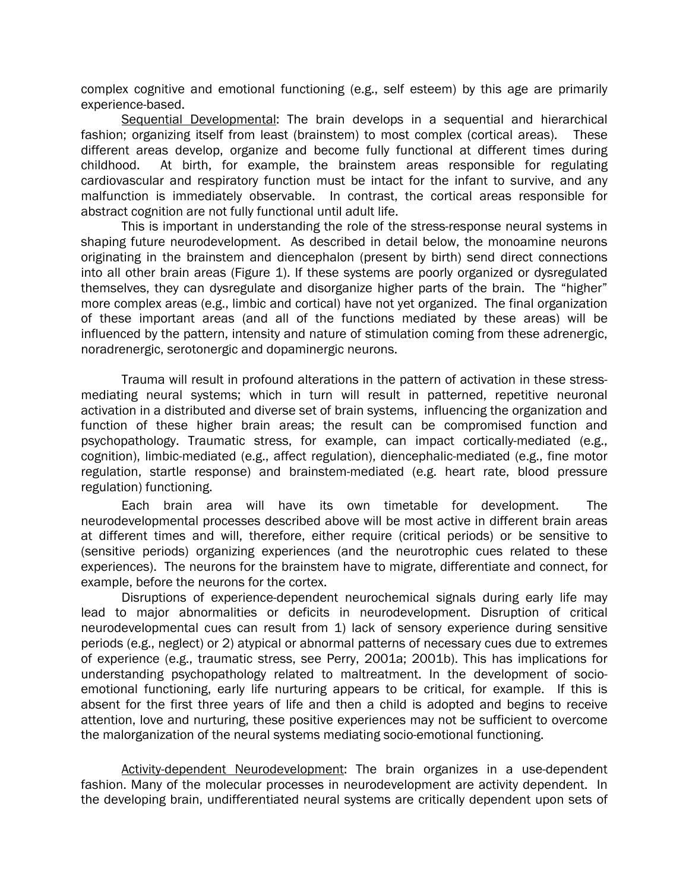complex cognitive and emotional functioning (e.g., self esteem) by this age are primarily experience-based.

Sequential Developmental: The brain develops in a sequential and hierarchical fashion; organizing itself from least (brainstem) to most complex (cortical areas). These different areas develop, organize and become fully functional at different times during childhood. At birth, for example, the brainstem areas responsible for regulating cardiovascular and respiratory function must be intact for the infant to survive, and any malfunction is immediately observable. In contrast, the cortical areas responsible for abstract cognition are not fully functional until adult life.

This is important in understanding the role of the stress-response neural systems in shaping future neurodevelopment. As described in detail below, the monoamine neurons originating in the brainstem and diencephalon (present by birth) send direct connections into all other brain areas (Figure 1). If these systems are poorly organized or dysregulated themselves, they can dysregulate and disorganize higher parts of the brain. The "higher" more complex areas (e.g., limbic and cortical) have not yet organized. The final organization of these important areas (and all of the functions mediated by these areas) will be influenced by the pattern, intensity and nature of stimulation coming from these adrenergic, noradrenergic, serotonergic and dopaminergic neurons.

Trauma will result in profound alterations in the pattern of activation in these stress-mediating neural systems; which in turn will result in patterned, repetitive neuronal activation in a distributed and diverse set of brain systems, influencing the organization and function of these higher brain areas; the result can be compromised function and psychopathology. Traumatic stress, for example, can impact cortically-mediated (e.g., cognition), limbic-mediated (e.g., affect regulation), diencephalic-mediated (e.g., fine motor regulation, startle response) and brainstem-mediated (e.g. heart rate, blood pressure regulation) functioning.

Each brain area will have its own timetable for development. The neurodevelopmental processes described above will be most active in different brain areas at different times and will, therefore, either require (critical periods) or be sensitive to (sensitive periods) organizing experiences (and the neurotrophic cues related to these experiences). The neurons for the brainstem have to migrate, differentiate and connect, for example, before the neurons for the cortex.

Disruptions of experience-dependent neurochemical signals during early life may lead to major abnormalities or deficits in neurodevelopment. Disruption of critical neurodevelopmental cues can result from 1) lack of sensory experience during sensitive periods (e.g., neglect) or 2) atypical or abnormal patterns of necessary cues due to extremes of experience (e.g., traumatic stress, see Perry, 2001a; 2001b). This has implications for understanding psychopathology related to maltreatment. In the development of socio-emotional functioning, early life nurturing appears to be critical, for example. If this is absent for the first three years of life and then a child is adopted and begins to receive attention, love and nurturing, these positive experiences may not be sufficient to overcome the malorganization of the neural systems mediating socio-emotional functioning.

Activity-dependent Neurodevelopment: The brain organizes in a use-dependent fashion. Many of the molecular processes in neurodevelopment are activity dependent. In the developing brain, undifferentiated neural systems are critically dependent upon sets of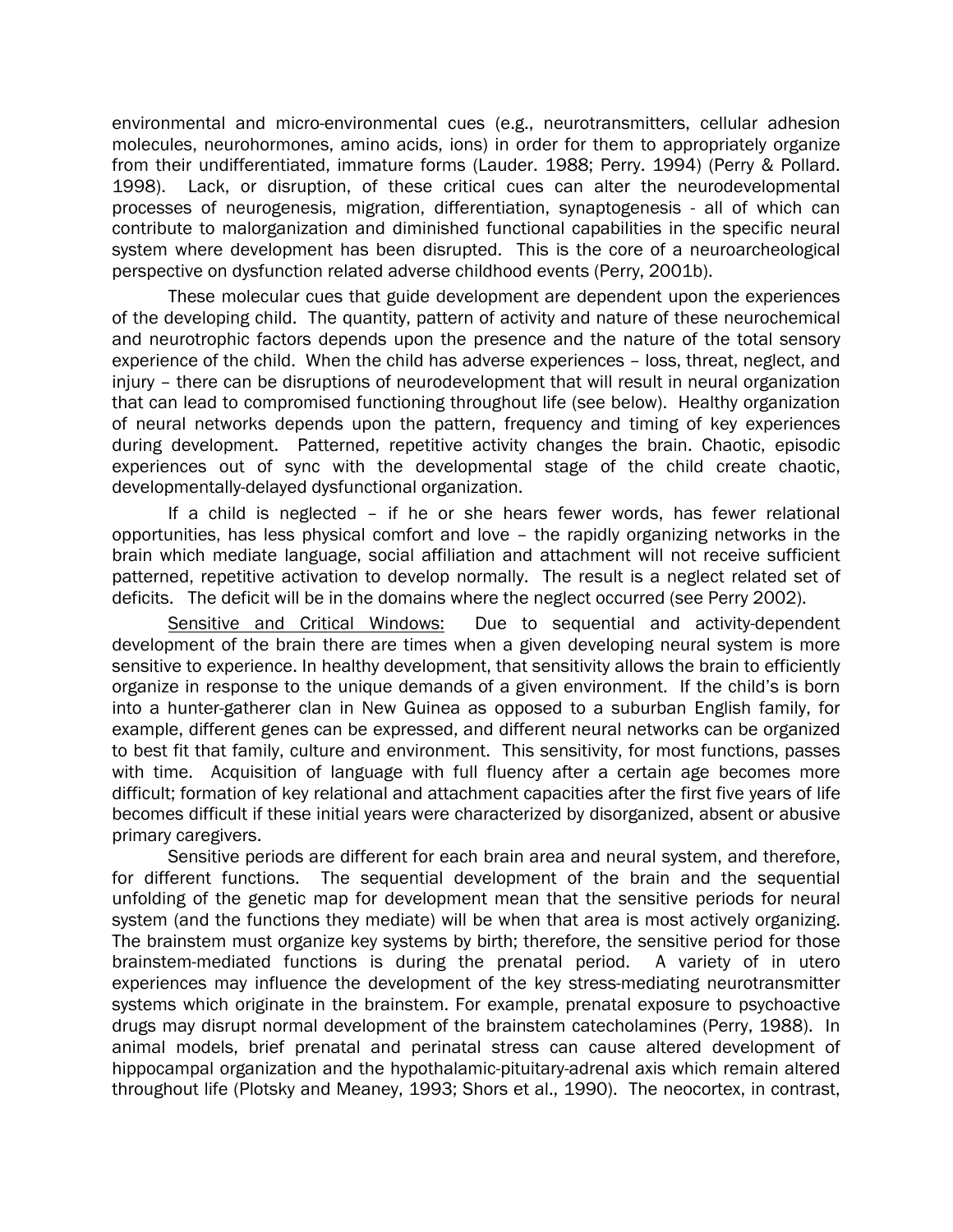environmental and micro-environmental cues (e.g., neurotransmitters, cellular adhesion molecules, neurohormones, amino acids, ions) in order for them to appropriately organize from their undifferentiated, immature forms (Lauder. 1988; Perry. 1994) (Perry & Pollard. 1998). Lack, or disruption, of these critical cues can alter the neurodevelopmental processes of neurogenesis, migration, differentiation, synaptogenesis - all of which can contribute to malorganization and diminished functional capabilities in the specific neural system where development has been disrupted. This is the core of a neuroarcheological perspective on dysfunction related adverse childhood events (Perry, 2001b).

These molecular cues that guide development are dependent upon the experiences of the developing child. The quantity, pattern of activity and nature of these neurochemical and neurotrophic factors depends upon the presence and the nature of the total sensory experience of the child. When the child has adverse experiences – loss, threat, neglect, and injury – there can be disruptions of neurodevelopment that will result in neural organization that can lead to compromised functioning throughout life (see below). Healthy organization of neural networks depends upon the pattern, frequency and timing of key experiences during development. Patterned, repetitive activity changes the brain. Chaotic, episodic experiences out of sync with the developmental stage of the child create chaotic, developmentally-delayed dysfunctional organization.

If a child is neglected – if he or she hears fewer words, has fewer relational opportunities, has less physical comfort and love – the rapidly organizing networks in the brain which mediate language, social affiliation and attachment will not receive sufficient patterned, repetitive activation to develop normally. The result is a neglect related set of deficits. The deficit will be in the domains where the neglect occurred (see Perry 2002).

<u>Sensitive and Critical Windows:</u> Due to sequential and activity-dependent development of the brain there are times when a given developing neural system is more sensitive to experience. In healthy development, that sensitivity allows the brain to efficiently organize in response to the unique demands of a given environment. If the child's is born into a hunter-gatherer clan in New Guinea as opposed to a suburban English family, for example, different genes can be expressed, and different neural networks can be organized to best fit that family, culture and environment. This sensitivity, for most functions, passes with time. Acquisition of language with full fluency after a certain age becomes more difficult; formation of key relational and attachment capacities after the first five years of life becomes difficult if these initial years were characterized by disorganized, absent or abusive primary caregivers.

Sensitive periods are different for each brain area and neural system, and therefore, for different functions. The sequential development of the brain and the sequential unfolding of the genetic map for development mean that the sensitive periods for neural system (and the functions they mediate) will be when that area is most actively organizing. The brainstem must organize key systems by birth; therefore, the sensitive period for those brainstem-mediated functions is during the prenatal period. A variety of in utero experiences may influence the development of the key stress-mediating neurotransmitter systems which originate in the brainstem. For example, prenatal exposure to psychoactive drugs may disrupt normal development of the brainstem catecholamines (Perry, 1988). In animal models, brief prenatal and perinatal stress can cause altered development of hippocampal organization and the hypothalamic-pituitary-adrenal axis which remain altered throughout life (Plotsky and Meaney, 1993; Shors et al., 1990). The neocortex, in contrast,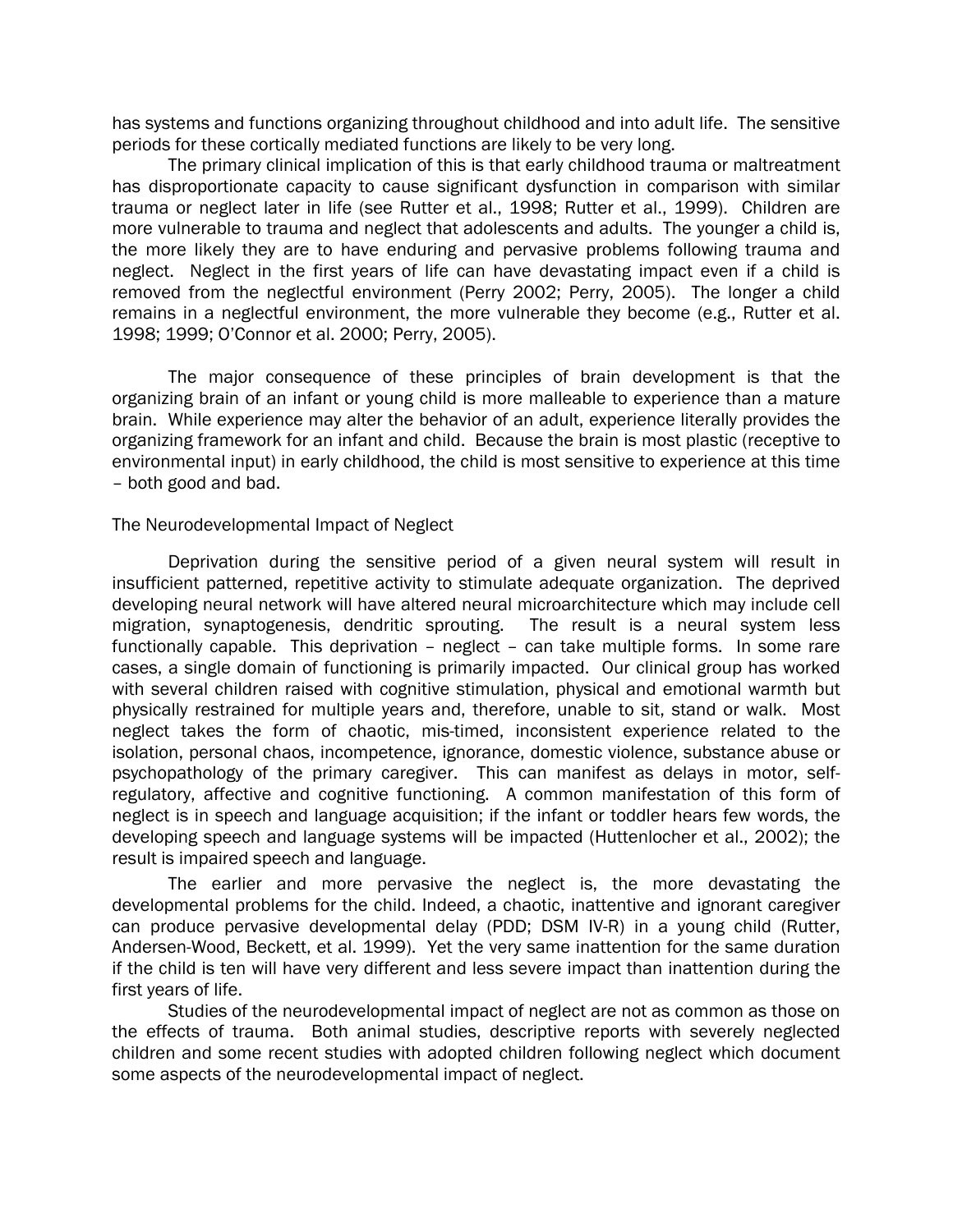has systems and functions organizing throughout childhood and into adult life. The sensitive periods for these cortically mediated functions are likely to be very long.

The primary clinical implication of this is that early childhood trauma or maltreatment has disproportionate capacity to cause significant dysfunction in comparison with similar trauma or neglect later in life (see Rutter et al., 1998; Rutter et al., 1999). Children are more vulnerable to trauma and neglect that adolescents and adults. The younger a child is, the more likely they are to have enduring and pervasive problems following trauma and neglect. Neglect in the first years of life can have devastating impact even if a child is removed from the neglectful environment (Perry 2002; Perry, 2005). The longer a child remains in a neglectful environment, the more vulnerable they become (e.g., Rutter et al. 1998; 1999; O'Connor et al. 2000; Perry, 2005).

The major consequence of these principles of brain development is that the organizing brain of an infant or young child is more malleable to experience than a mature brain. While experience may alter the behavior of an adult, experience literally provides the organizing framework for an infant and child. Because the brain is most plastic (receptive to environmental input) in early childhood, the child is most sensitive to experience at this time – both good and bad.

## The Neurodevelopmental Impact of Neglect

Deprivation during the sensitive period of a given neural system will result in insufficient patterned, repetitive activity to stimulate adequate organization. The deprived developing neural network will have altered neural microarchitecture which may include cell migration, synaptogenesis, dendritic sprouting. The result is a neural system less functionally capable. This deprivation – neglect – can take multiple forms. In some rare cases, a single domain of functioning is primarily impacted. Our clinical group has worked with several children raised with cognitive stimulation, physical and emotional warmth but physically restrained for multiple years and, therefore, unable to sit, stand or walk. Most neglect takes the form of chaotic, mis-timed, inconsistent experience related to the isolation, personal chaos, incompetence, ignorance, domestic violence, substance abuse or psychopathology of the primary caregiver. This can manifest as delays in motor, self-regulatory, affective and cognitive functioning. A common manifestation of this form of neglect is in speech and language acquisition; if the infant or toddler hears few words, the developing speech and language systems will be impacted (Huttenlocher et al., 2002); the result is impaired speech and language.

The earlier and more pervasive the neglect is, the more devastating the developmental problems for the child. Indeed, a chaotic, inattentive and ignorant caregiver can produce pervasive developmental delay (PDD; DSM IV-R) in a young child (Rutter, Andersen-Wood, Beckett, et al. 1999). Yet the very same inattention for the same duration if the child is ten will have very different and less severe impact than inattention during the first years of life.

Studies of the neurodevelopmental impact of neglect are not as common as those on the effects of trauma. Both animal studies, descriptive reports with severely neglected children and some recent studies with adopted children following neglect which document some aspects of the neurodevelopmental impact of neglect.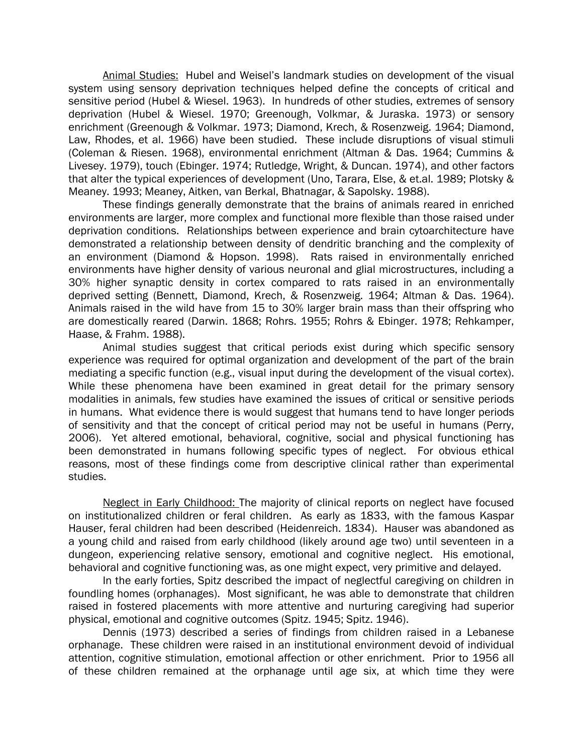Animal Studies: Hubel and Weisel's landmark studies on development of the visual system using sensory deprivation techniques helped define the concepts of critical and sensitive period (Hubel & Wiesel. 1963). In hundreds of other studies, extremes of sensory deprivation (Hubel & Wiesel. 1970; Greenough, Volkmar, & Juraska. 1973) or sensory enrichment (Greenough & Volkmar. 1973; Diamond, Krech, & Rosenzweig. 1964; Diamond, Law, Rhodes, et al. 1966) have been studied. These include disruptions of visual stimuli (Coleman & Riesen. 1968), environmental enrichment (Altman & Das. 1964; Cummins & Livesey. 1979), touch (Ebinger. 1974; Rutledge, Wright, & Duncan. 1974), and other factors that alter the typical experiences of development (Uno, Tarara, Else, & et.al. 1989; Plotsky & Meaney. 1993; Meaney, Aitken, van Berkal, Bhatnagar, & Sapolsky. 1988).

These findings generally demonstrate that the brains of animals reared in enriched environments are larger, more complex and functional more flexible than those raised under deprivation conditions. Relationships between experience and brain cytoarchitecture have demonstrated a relationship between density of dendritic branching and the complexity of an environment (Diamond & Hopson. 1998). Rats raised in environmentally enriched environments have higher density of various neuronal and glial microstructures, including a 30% higher synaptic density in cortex compared to rats raised in an environmentally deprived setting (Bennett, Diamond, Krech, & Rosenzweig. 1964; Altman & Das. 1964). Animals raised in the wild have from 15 to 30% larger brain mass than their offspring who are domestically reared (Darwin. 1868; Rohrs. 1955; Rohrs & Ebinger. 1978; Rehkamper, Haase, & Frahm. 1988).

Animal studies suggest that critical periods exist during which specific sensory experience was required for optimal organization and development of the part of the brain mediating a specific function (e.g., visual input during the development of the visual cortex). While these phenomena have been examined in great detail for the primary sensory modalities in animals, few studies have examined the issues of critical or sensitive periods in humans. What evidence there is would suggest that humans tend to have longer periods of sensitivity and that the concept of critical period may not be useful in humans (Perry, 2006). Yet altered emotional, behavioral, cognitive, social and physical functioning has been demonstrated in humans following specific types of neglect. For obvious ethical reasons, most of these findings come from descriptive clinical rather than experimental studies.

Neglect in Early Childhood: The majority of clinical reports on neglect have focused on institutionalized children or feral children. As early as 1833, with the famous Kaspar Hauser, feral children had been described (Heidenreich. 1834). Hauser was abandoned as a young child and raised from early childhood (likely around age two) until seventeen in a dungeon, experiencing relative sensory, emotional and cognitive neglect. His emotional, behavioral and cognitive functioning was, as one might expect, very primitive and delayed.

In the early forties, Spitz described the impact of neglectful caregiving on children in foundling homes (orphanages). Most significant, he was able to demonstrate that children raised in fostered placements with more attentive and nurturing caregiving had superior physical, emotional and cognitive outcomes (Spitz. 1945; Spitz. 1946).

Dennis (1973) described a series of findings from children raised in a Lebanese orphanage. These children were raised in an institutional environment devoid of individual attention, cognitive stimulation, emotional affection or other enrichment. Prior to 1956 all of these children remained at the orphanage until age six, at which time they were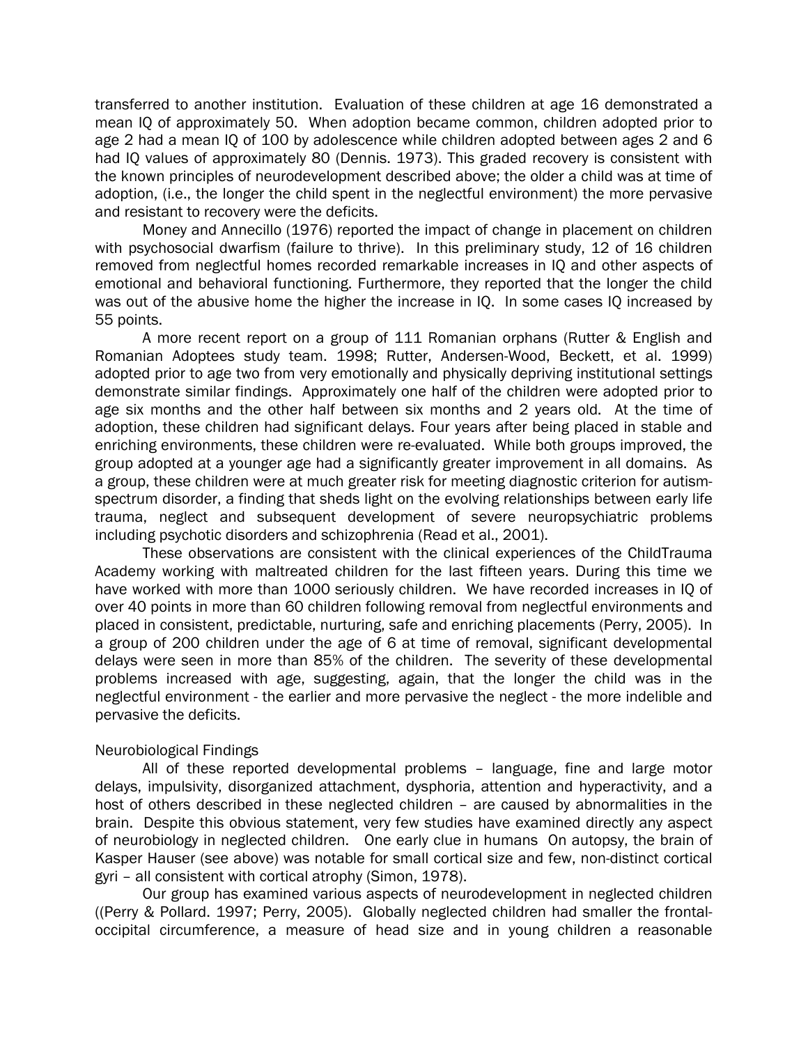transferred to another institution. Evaluation of these children at age 16 demonstrated a mean IQ of approximately 50. When adoption became common, children adopted prior to age 2 had a mean IQ of 100 by adolescence while children adopted between ages 2 and 6 had IQ values of approximately 80 (Dennis. 1973). This graded recovery is consistent with the known principles of neurodevelopment described above; the older a child was at time of adoption, (i.e., the longer the child spent in the neglectful environment) the more pervasive and resistant to recovery were the deficits.

Money and Annecillo (1976) reported the impact of change in placement on children with psychosocial dwarfism (failure to thrive). In this preliminary study, 12 of 16 children removed from neglectful homes recorded remarkable increases in IQ and other aspects of emotional and behavioral functioning. Furthermore, they reported that the longer the child was out of the abusive home the higher the increase in IQ. In some cases IQ increased by 55 points.

A more recent report on a group of 111 Romanian orphans (Rutter & English and Romanian Adoptees study team. 1998; Rutter, Andersen-Wood, Beckett, et al. 1999) adopted prior to age two from very emotionally and physically depriving institutional settings demonstrate similar findings. Approximately one half of the children were adopted prior to age six months and the other half between six months and 2 years old. At the time of adoption, these children had significant delays. Four years after being placed in stable and enriching environments, these children were re-evaluated. While both groups improved, the group adopted at a younger age had a significantly greater improvement in all domains. As a group, these children were at much greater risk for meeting diagnostic criterion for autism-spectrum disorder, a finding that sheds light on the evolving relationships between early life trauma, neglect and subsequent development of severe neuropsychiatric problems including psychotic disorders and schizophrenia (Read et al., 2001).

These observations are consistent with the clinical experiences of the ChildTrauma Academy working with maltreated children for the last fifteen years. During this time we have worked with more than 1000 seriously children. We have recorded increases in IQ of over 40 points in more than 60 children following removal from neglectful environments and placed in consistent, predictable, nurturing, safe and enriching placements (Perry, 2005). In a group of 200 children under the age of 6 at time of removal, significant developmental delays were seen in more than 85% of the children. The severity of these developmental problems increased with age, suggesting, again, that the longer the child was in the neglectful environment - the earlier and more pervasive the neglect - the more indelible and pervasive the deficits.

Neurobiological Findings

All of these reported developmental problems – language, fine and large motor delays, impulsivity, disorganized attachment, dysphoria, attention and hyperactivity, and a host of others described in these neglected children – are caused by abnormalities in the brain. Despite this obvious statement, very few studies have examined directly any aspect of neurobiology in neglected children. One early clue in humans On autopsy, the brain of Kasper Hauser (see above) was notable for small cortical size and few, non-distinct cortical gyri – all consistent with cortical atrophy (Simon, 1978).

Our group has examined various aspects of neurodevelopment in neglected children ((Perry & Pollard. 1997; Perry, 2005). Globally neglected children had smaller the frontal-occipital circumference, a measure of head size and in young children a reasonable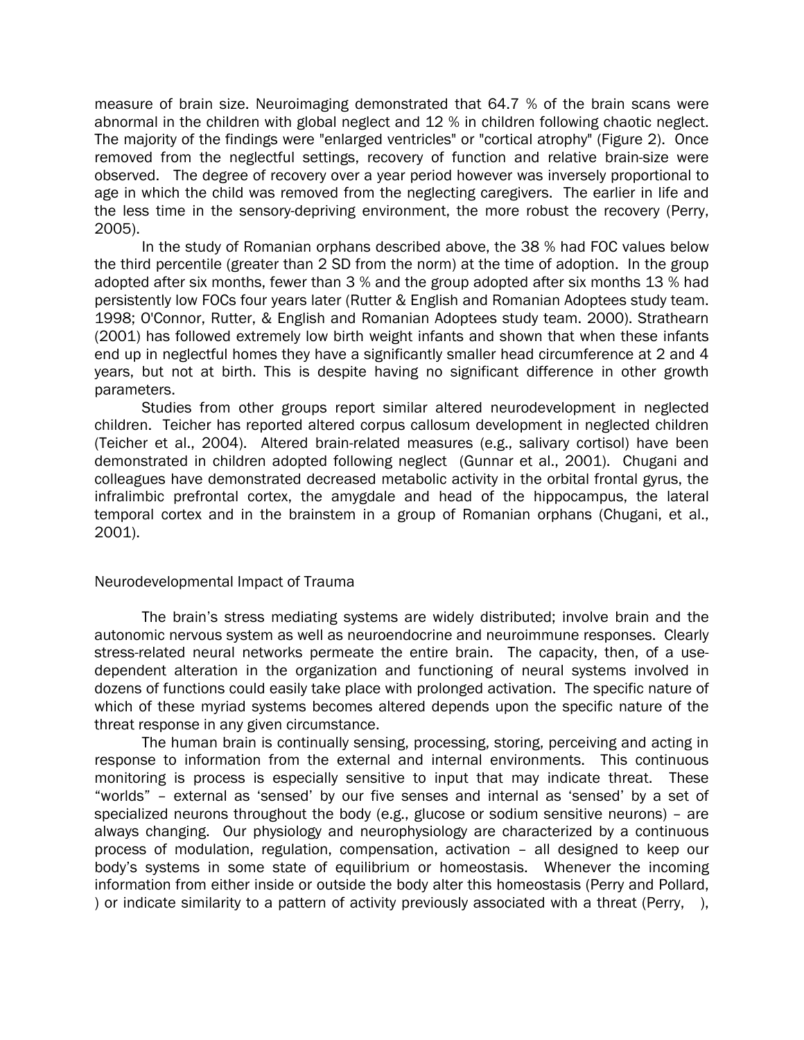measure of brain size. Neuroimaging demonstrated that 64.7 % of the brain scans were abnormal in the children with global neglect and 12 % in children following chaotic neglect. The majority of the findings were "enlarged ventricles" or "cortical atrophy" (Figure 2). Once removed from the neglectful settings, recovery of function and relative brain-size were observed. The degree of recovery over a year period however was inversely proportional to age in which the child was removed from the neglecting caregivers. The earlier in life and the less time in the sensory-depriving environment, the more robust the recovery (Perry, 2005).

In the study of Romanian orphans described above, the 38 % had FOC values below the third percentile (greater than 2 SD from the norm) at the time of adoption. In the group adopted after six months, fewer than 3 % and the group adopted after six months 13 % had persistently low FOCs four years later (Rutter & English and Romanian Adoptees study team. 1998; O'Connor, Rutter, & English and Romanian Adoptees study team. 2000). Strathearn (2001) has followed extremely low birth weight infants and shown that when these infants end up in neglectful homes they have a significantly smaller head circumference at 2 and 4 years, but not at birth. This is despite having no significant difference in other growth parameters.

Studies from other groups report similar altered neurodevelopment in neglected children. Teicher has reported altered corpus callosum development in neglected children (Teicher et al., 2004). Altered brain-related measures (e.g., salivary cortisol) have been demonstrated in children adopted following neglect (Gunnar et al., 2001). Chugani and colleagues have demonstrated decreased metabolic activity in the orbital frontal gyrus, the infralimbic prefrontal cortex, the amygdale and head of the hippocampus, the lateral temporal cortex and in the brainstem in a group of Romanian orphans (Chugani, et al., 2001).

## Neurodevelopmental Impact of Trauma

The brain's stress mediating systems are widely distributed; involve brain and the autonomic nervous system as well as neuroendocrine and neuroimmune responses. Clearly stress-related neural networks permeate the entire brain. The capacity, then, of a use-dependent alteration in the organization and functioning of neural systems involved in dozens of functions could easily take place with prolonged activation. The specific nature of which of these myriad systems becomes altered depends upon the specific nature of the threat response in any given circumstance.

The human brain is continually sensing, processing, storing, perceiving and acting in response to information from the external and internal environments. This continuous monitoring is process is especially sensitive to input that may indicate threat. These "worlds" – external as 'sensed' by our five senses and internal as 'sensed' by a set of specialized neurons throughout the body (e.g., glucose or sodium sensitive neurons) – are always changing. Our physiology and neurophysiology are characterized by a continuous process of modulation, regulation, compensation, activation – all designed to keep our body's systems in some state of equilibrium or homeostasis. Whenever the incoming information from either inside or outside the body alter this homeostasis (Perry and Pollard, ) or indicate similarity to a pattern of activity previously associated with a threat (Perry, ),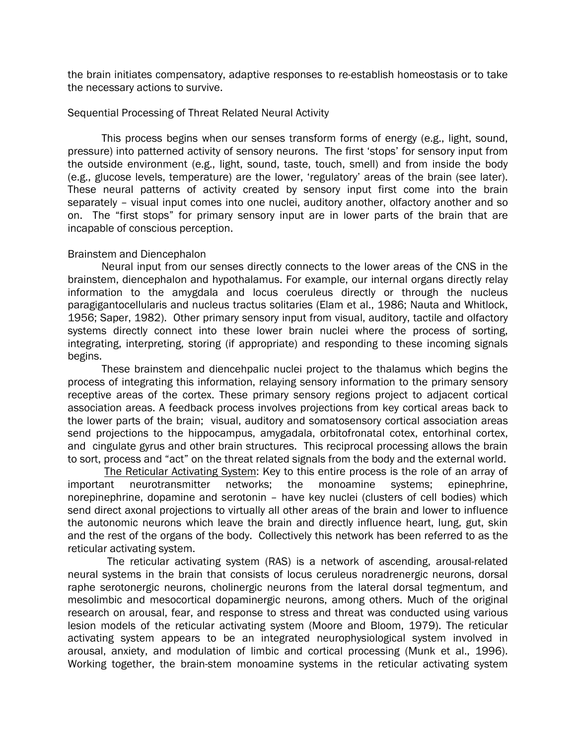the brain initiates compensatory, adaptive responses to re-establish homeostasis or to take the necessary actions to survive.

## Sequential Processing of Threat Related Neural Activity

This process begins when our senses transform forms of energy (e.g., light, sound, pressure) into patterned activity of sensory neurons. The first 'stops' for sensory input from the outside environment (e.g., light, sound, taste, touch, smell) and from inside the body (e.g., glucose levels, temperature) are the lower, 'regulatory' areas of the brain (see later). These neural patterns of activity created by sensory input first come into the brain separately – visual input comes into one nuclei, auditory another, olfactory another and so on. The "first stops" for primary sensory input are in lower parts of the brain that are incapable of conscious perception.

### Brainstem and Diencephalon

Neural input from our senses directly connects to the lower areas of the CNS in the brainstem, diencephalon and hypothalamus. For example, our internal organs directly relay information to the amygdala and locus coeruleus directly or through the nucleus paragigantocellularis and nucleus tractus solitaries (Elam et al., 1986; Nauta and Whitlock, 1956; Saper, 1982). Other primary sensory input from visual, auditory, tactile and olfactory systems directly connect into these lower brain nuclei where the process of sorting, integrating, interpreting, storing (if appropriate) and responding to these incoming signals begins.

These brainstem and diencehpalic nuclei project to the thalamus which begins the process of integrating this information, relaying sensory information to the primary sensory receptive areas of the cortex. These primary sensory regions project to adjacent cortical association areas. A feedback process involves projections from key cortical areas back to the lower parts of the brain; visual, auditory and somatosensory cortical association areas send projections to the hippocampus, amygadala, orbitofronatal cotex, entorhinal cortex, and cingulate gyrus and other brain structures. This reciprocal processing allows the brain to sort, process and "act" on the threat related signals from the body and the external world.

<u>The Reticular Activating System</u>: Key to this entire process is the role of an array of important neurotransmitter networks; the monoamine systems; epinephrine, norepinephrine, dopamine and serotonin – have key nuclei (clusters of cell bodies) which send direct axonal projections to virtually all other areas of the brain and lower to influence the autonomic neurons which leave the brain and directly influence heart, lung, gut, skin and the rest of the organs of the body. Collectively this network has been referred to as the reticular activating system.

The reticular activating system (RAS) is a network of ascending, arousal-related neural systems in the brain that consists of locus ceruleus noradrenergic neurons, dorsal raphe serotonergic neurons, cholinergic neurons from the lateral dorsal tegmentum, and mesolimbic and mesocortical dopaminergic neurons, among others. Much of the original research on arousal, fear, and response to stress and threat was conducted using various lesion models of the reticular activating system (Moore and Bloom, 1979). The reticular activating system appears to be an integrated neurophysiological system involved in arousal, anxiety, and modulation of limbic and cortical processing (Munk et al., 1996). Working together, the brain-stem monoamine systems in the reticular activating system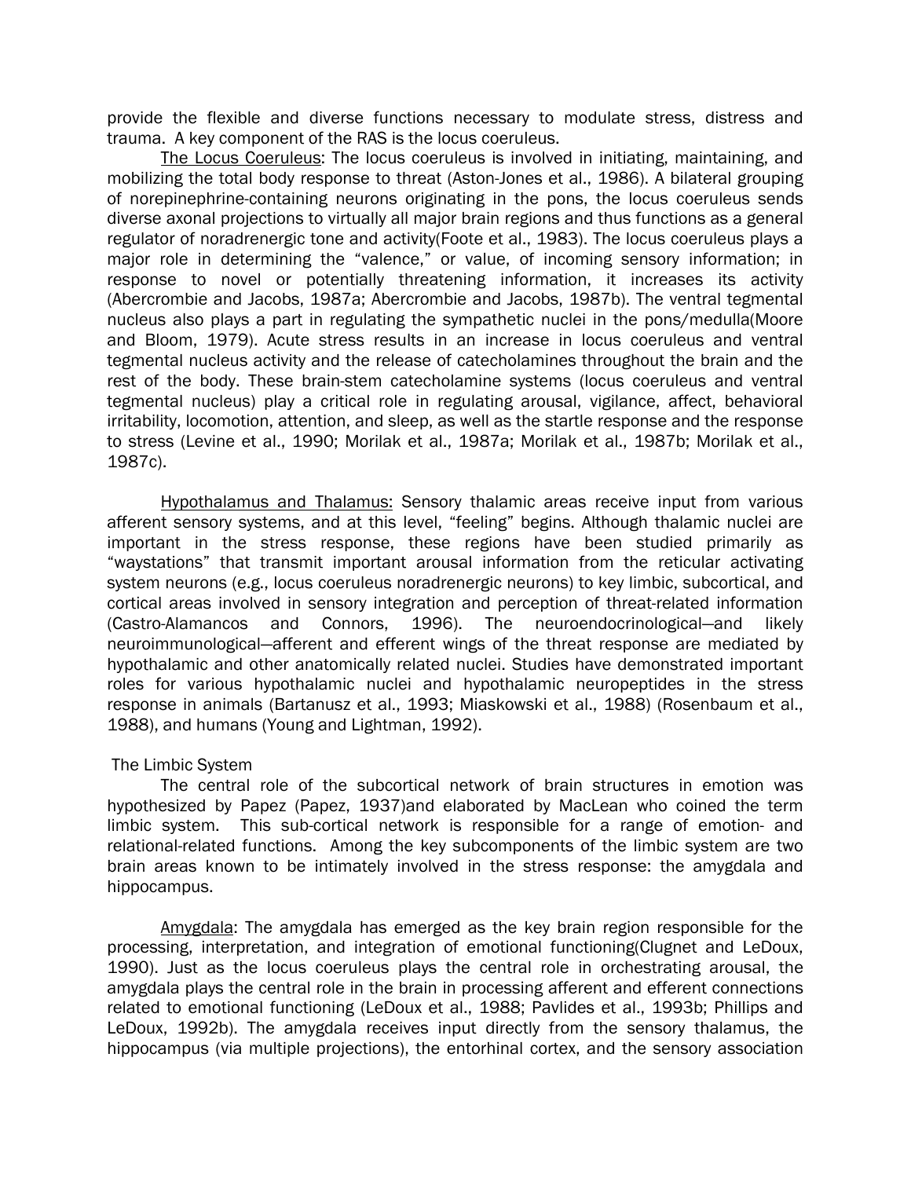provide the flexible and diverse functions necessary to modulate stress, distress and trauma. A key component of the RAS is the locus coeruleus.

<u>The Locus Coeruleus</u>: The locus coeruleus is involved in initiating, maintaining, and mobilizing the total body response to threat (Aston-Jones et al., 1986). A bilateral grouping of norepinephrine-containing neurons originating in the pons, the locus coeruleus sends diverse axonal projections to virtually all major brain regions and thus functions as a general regulator of noradrenergic tone and activity(Foote et al., 1983). The locus coeruleus plays a major role in determining the "valence," or value, of incoming sensory information; in response to novel or potentially threatening information, it increases its activity (Abercrombie and Jacobs, 1987a; Abercrombie and Jacobs, 1987b). The ventral tegmental nucleus also plays a part in regulating the sympathetic nuclei in the pons/medulla(Moore and Bloom, 1979). Acute stress results in an increase in locus coeruleus and ventral tegmental nucleus activity and the release of catecholamines throughout the brain and the rest of the body. These brain-stem catecholamine systems (locus coeruleus and ventral tegmental nucleus) play a critical role in regulating arousal, vigilance, affect, behavioral irritability, locomotion, attention, and sleep, as well as the startle response and the response to stress (Levine et al., 1990; Morilak et al., 1987a; Morilak et al., 1987b; Morilak et al., 1987c).

<u>Hypothalamus and Thalamus:</u> Sensory thalamic areas receive input from various afferent sensory systems, and at this level, "feeling" begins. Although thalamic nuclei are important in the stress response, these regions have been studied primarily as "waystations" that transmit important arousal information from the reticular activating system neurons (e.g., locus coeruleus noradrenergic neurons) to key limbic, subcortical, and cortical areas involved in sensory integration and perception of threat-related information (Castro-Alamancos and Connors, 1996). The neuroendocrinological—and likely neuroimmunological—afferent and efferent wings of the threat response are mediated by hypothalamic and other anatomically related nuclei. Studies have demonstrated important roles for various hypothalamic nuclei and hypothalamic neuropeptides in the stress response in animals (Bartanusz et al., 1993; Miaskowski et al., 1988) (Rosenbaum et al., 1988), and humans (Young and Lightman, 1992).

The Limbic System

The central role of the subcortical network of brain structures in emotion was hypothesized by Papez (Papez, 1937)and elaborated by MacLean who coined the term limbic system. This sub-cortical network is responsible for a range of emotion- and relational-related functions. Among the key subcomponents of the limbic system are two brain areas known to be intimately involved in the stress response: the amygdala and hippocampus.

<u>Amygdala</u>: The amygdala has emerged as the key brain region responsible for the processing, interpretation, and integration of emotional functioning(Clugnet and LeDoux, 1990). Just as the locus coeruleus plays the central role in orchestrating arousal, the amygdala plays the central role in the brain in processing afferent and efferent connections related to emotional functioning (LeDoux et al., 1988; Pavlides et al., 1993b; Phillips and LeDoux, 1992b). The amygdala receives input directly from the sensory thalamus, the hippocampus (via multiple projections), the entorhinal cortex, and the sensory association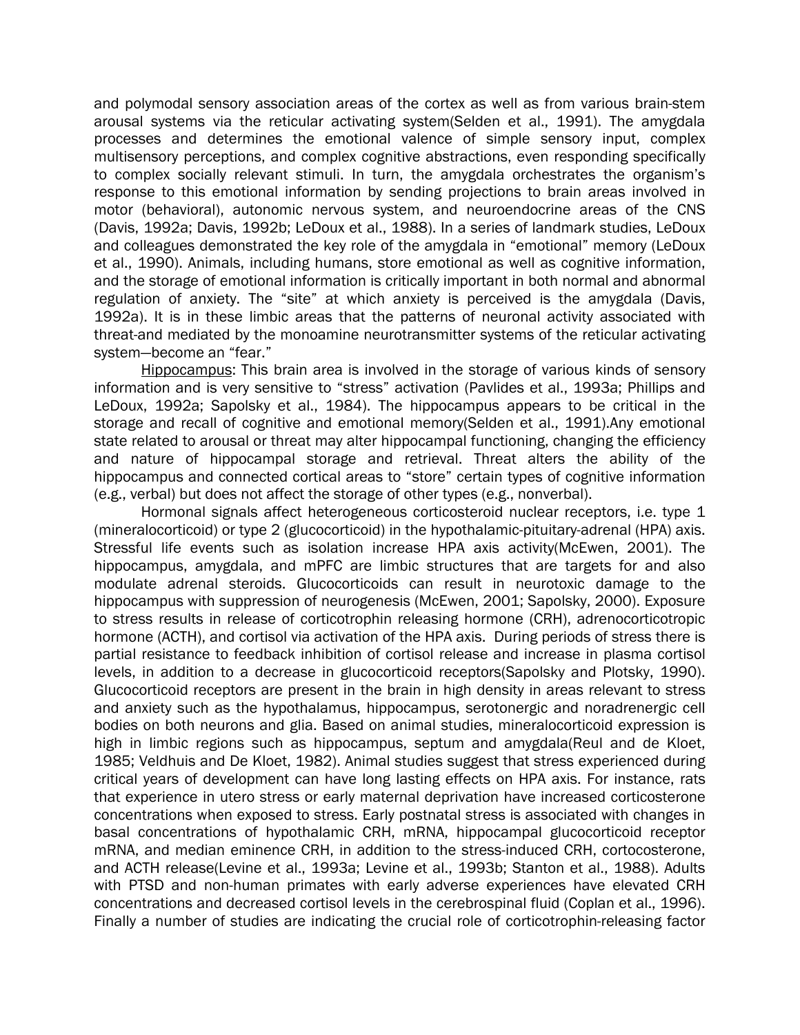and polymodal sensory association areas of the cortex as well as from various brain-stem arousal systems via the reticular activating system(Selden et al., 1991). The amygdala processes and determines the emotional valence of simple sensory input, complex multisensory perceptions, and complex cognitive abstractions, even responding specifically to complex socially relevant stimuli. In turn, the amygdala orchestrates the organism's response to this emotional information by sending projections to brain areas involved in motor (behavioral), autonomic nervous system, and neuroendocrine areas of the CNS (Davis, 1992a; Davis, 1992b; LeDoux et al., 1988). In a series of landmark studies, LeDoux and colleagues demonstrated the key role of the amygdala in "emotional" memory (LeDoux et al., 1990). Animals, including humans, store emotional as well as cognitive information, and the storage of emotional information is critically important in both normal and abnormal regulation of anxiety. The "site" at which anxiety is perceived is the amygdala (Davis, 1992a). It is in these limbic areas that the patterns of neuronal activity associated with threat-and mediated by the monoamine neurotransmitter systems of the reticular activating system—become an "fear."

Hippocampus: This brain area is involved in the storage of various kinds of sensory information and is very sensitive to "stress" activation (Pavlides et al., 1993a; Phillips and LeDoux, 1992a; Sapolsky et al., 1984). The hippocampus appears to be critical in the storage and recall of cognitive and emotional memory(Selden et al., 1991).Any emotional state related to arousal or threat may alter hippocampal functioning, changing the efficiency and nature of hippocampal storage and retrieval. Threat alters the ability of the hippocampus and connected cortical areas to "store" certain types of cognitive information (e.g., verbal) but does not affect the storage of other types (e.g., nonverbal).

Hormonal signals affect heterogeneous corticosteroid nuclear receptors, i.e. type 1 (mineralocorticoid) or type 2 (glucocorticoid) in the hypothalamic-pituitary-adrenal (HPA) axis. Stressful life events such as isolation increase HPA axis activity(McEwen, 2001). The hippocampus, amygdala, and mPFC are limbic structures that are targets for and also modulate adrenal steroids. Glucocorticoids can result in neurotoxic damage to the hippocampus with suppression of neurogenesis (McEwen, 2001; Sapolsky, 2000). Exposure to stress results in release of corticotrophin releasing hormone (CRH), adrenocorticotropic hormone (ACTH), and cortisol via activation of the HPA axis. During periods of stress there is partial resistance to feedback inhibition of cortisol release and increase in plasma cortisol levels, in addition to a decrease in glucocorticoid receptors(Sapolsky and Plotsky, 1990). Glucocorticoid receptors are present in the brain in high density in areas relevant to stress and anxiety such as the hypothalamus, hippocampus, serotonergic and noradrenergic cell bodies on both neurons and glia. Based on animal studies, mineralocorticoid expression is high in limbic regions such as hippocampus, septum and amygdala(Reul and de Kloet, 1985; Veldhuis and De Kloet, 1982). Animal studies suggest that stress experienced during critical years of development can have long lasting effects on HPA axis. For instance, rats that experience in utero stress or early maternal deprivation have increased corticosterone concentrations when exposed to stress. Early postnatal stress is associated with changes in basal concentrations of hypothalamic CRH, mRNA, hippocampal glucocorticoid receptor mRNA, and median eminence CRH, in addition to the stress-induced CRH, cortocosterone, and ACTH release(Levine et al., 1993a; Levine et al., 1993b; Stanton et al., 1988). Adults with PTSD and non-human primates with early adverse experiences have elevated CRH concentrations and decreased cortisol levels in the cerebrospinal fluid (Coplan et al., 1996). Finally a number of studies are indicating the crucial role of corticotrophin-releasing factor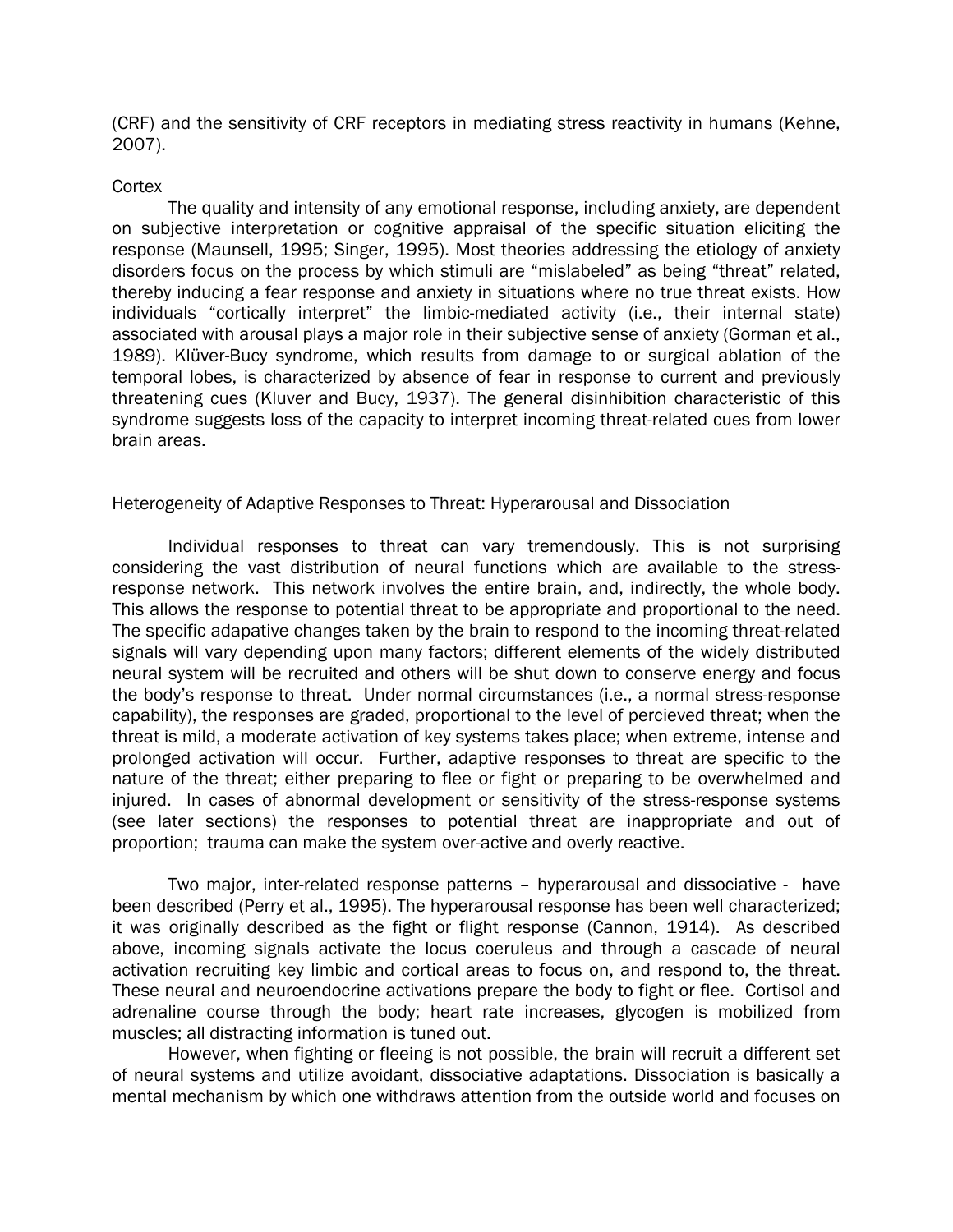(CRF) and the sensitivity of CRF receptors in mediating stress reactivity in humans (Kehne, 2007).

Cortex

The quality and intensity of any emotional response, including anxiety, are dependent on subjective interpretation or cognitive appraisal of the specific situation eliciting the response (Maunsell, 1995; Singer, 1995). Most theories addressing the etiology of anxiety disorders focus on the process by which stimuli are "mislabeled" as being "threat" related, thereby inducing a fear response and anxiety in situations where no true threat exists. How individuals "cortically interpret" the limbic-mediated activity (i.e., their internal state) associated with arousal plays a major role in their subjective sense of anxiety (Gorman et al., 1989). Klüver-Bucy syndrome, which results from damage to or surgical ablation of the temporal lobes, is characterized by absence of fear in response to current and previously threatening cues (Kluver and Bucy, 1937). The general disinhibition characteristic of this syndrome suggests loss of the capacity to interpret incoming threat-related cues from lower brain areas.

Heterogeneity of Adaptive Responses to Threat: Hyperarousal and Dissociation

Individual responses to threat can vary tremendously. This is not surprising considering the vast distribution of neural functions which are available to the stress-response network. This network involves the entire brain, and, indirectly, the whole body. This allows the response to potential threat to be appropriate and proportional to the need. The specific adapative changes taken by the brain to respond to the incoming threat-related signals will vary depending upon many factors; different elements of the widely distributed neural system will be recruited and others will be shut down to conserve energy and focus the body's response to threat. Under normal circumstances (i.e., a normal stress-response capability), the responses are graded, proportional to the level of percieved threat; when the threat is mild, a moderate activation of key systems takes place; when extreme, intense and prolonged activation will occur. Further, adaptive responses to threat are specific to the nature of the threat; either preparing to flee or fight or preparing to be overwhelmed and injured. In cases of abnormal development or sensitivity of the stress-response systems (see later sections) the responses to potential threat are inappropriate and out of proportion; trauma can make the system over-active and overly reactive.

Two major, inter-related response patterns – hyperarousal and dissociative - have been described (Perry et al., 1995). The hyperarousal response has been well characterized; it was originally described as the fight or flight response (Cannon, 1914). As described above, incoming signals activate the locus coeruleus and through a cascade of neural activation recruiting key limbic and cortical areas to focus on, and respond to, the threat. These neural and neuroendocrine activations prepare the body to fight or flee. Cortisol and adrenaline course through the body; heart rate increases, glycogen is mobilized from muscles; all distracting information is tuned out.

However, when fighting or fleeing is not possible, the brain will recruit a different set of neural systems and utilize avoidant, dissociative adaptations. Dissociation is basically a mental mechanism by which one withdraws attention from the outside world and focuses on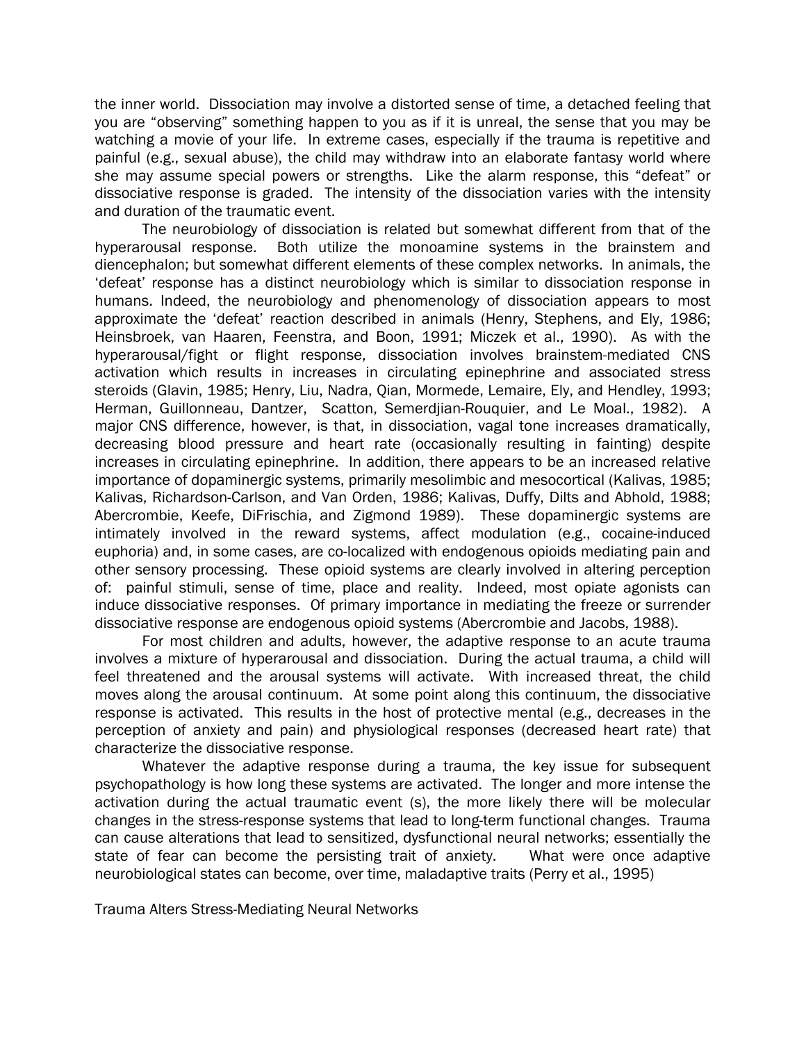the inner world. Dissociation may involve a distorted sense of time, a detached feeling that you are "observing" something happen to you as if it is unreal, the sense that you may be watching a movie of your life. In extreme cases, especially if the trauma is repetitive and painful (e.g., sexual abuse), the child may withdraw into an elaborate fantasy world where she may assume special powers or strengths. Like the alarm response, this "defeat" or dissociative response is graded. The intensity of the dissociation varies with the intensity and duration of the traumatic event.

The neurobiology of dissociation is related but somewhat different from that of the hyperarousal response. Both utilize the monoamine systems in the brainstem and diencephalon; but somewhat different elements of these complex networks. In animals, the 'defeat' response has a distinct neurobiology which is similar to dissociation response in humans. Indeed, the neurobiology and phenomenology of dissociation appears to most approximate the 'defeat' reaction described in animals (Henry, Stephens, and Ely, 1986; Heinsbroek, van Haaren, Feenstra, and Boon, 1991; Miczek et al., 1990). As with the hyperarousal/fight or flight response, dissociation involves brainstem-mediated CNS activation which results in increases in circulating epinephrine and associated stress steroids (Glavin, 1985; Henry, Liu, Nadra, Qian, Mormede, Lemaire, Ely, and Hendley, 1993; Herman, Guillonneau, Dantzer, Scatton, Semerdjian-Rouquier, and Le Moal., 1982). A major CNS difference, however, is that, in dissociation, vagal tone increases dramatically, decreasing blood pressure and heart rate (occasionally resulting in fainting) despite increases in circulating epinephrine. In addition, there appears to be an increased relative importance of dopaminergic systems, primarily mesolimbic and mesocortical (Kalivas, 1985; Kalivas, Richardson-Carlson, and Van Orden, 1986; Kalivas, Duffy, Dilts and Abhold, 1988; Abercrombie, Keefe, DiFrischia, and Zigmond 1989). These dopaminergic systems are intimately involved in the reward systems, affect modulation (e.g., cocaine-induced euphoria) and, in some cases, are co-localized with endogenous opioids mediating pain and other sensory processing. These opioid systems are clearly involved in altering perception of: painful stimuli, sense of time, place and reality. Indeed, most opiate agonists can induce dissociative responses. Of primary importance in mediating the freeze or surrender dissociative response are endogenous opioid systems (Abercrombie and Jacobs, 1988).

For most children and adults, however, the adaptive response to an acute trauma involves a mixture of hyperarousal and dissociation. During the actual trauma, a child will feel threatened and the arousal systems will activate. With increased threat, the child moves along the arousal continuum. At some point along this continuum, the dissociative response is activated. This results in the host of protective mental (e.g., decreases in the perception of anxiety and pain) and physiological responses (decreased heart rate) that characterize the dissociative response.

Whatever the adaptive response during a trauma, the key issue for subsequent psychopathology is how long these systems are activated. The longer and more intense the activation during the actual traumatic event (s), the more likely there will be molecular changes in the stress-response systems that lead to long-term functional changes. Trauma can cause alterations that lead to sensitized, dysfunctional neural networks; essentially the state of fear can become the persisting trait of anxiety. What were once adaptive neurobiological states can become, over time, maladaptive traits (Perry et al., 1995)

Trauma Alters Stress-Mediating Neural Networks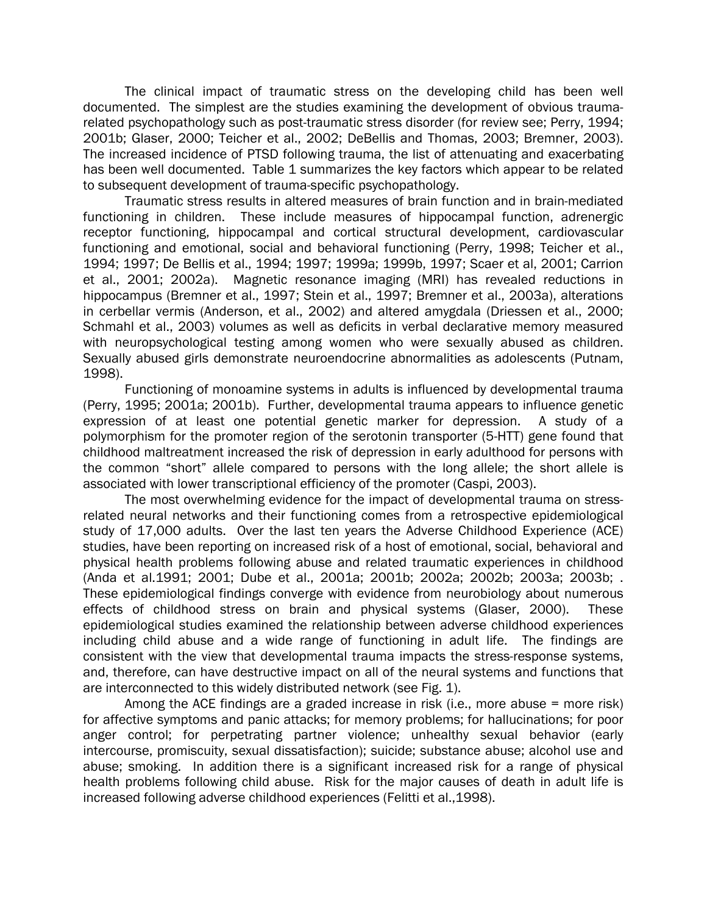The clinical impact of traumatic stress on the developing child has been well documented. The simplest are the studies examining the development of obvious trauma-related psychopathology such as post-traumatic stress disorder (for review see; Perry, 1994; 2001b; Glaser, 2000; Teicher et al., 2002; DeBellis and Thomas, 2003; Bremner, 2003). The increased incidence of PTSD following trauma, the list of attenuating and exacerbating has been well documented. Table 1 summarizes the key factors which appear to be related to subsequent development of trauma-specific psychopathology.

Traumatic stress results in altered measures of brain function and in brain-mediated functioning in children. These include measures of hippocampal function, adrenergic receptor functioning, hippocampal and cortical structural development, cardiovascular functioning and emotional, social and behavioral functioning (Perry, 1998; Teicher et al., 1994; 1997; De Bellis et al., 1994; 1997; 1999a; 1999b, 1997; Scaer et al, 2001; Carrion et al., 2001; 2002a). Magnetic resonance imaging (MRI) has revealed reductions in hippocampus (Bremner et al., 1997; Stein et al., 1997; Bremner et al., 2003a), alterations in cerbellar vermis (Anderson, et al., 2002) and altered amygdala (Driessen et al., 2000; Schmahl et al., 2003) volumes as well as deficits in verbal declarative memory measured with neuropsychological testing among women who were sexually abused as children. Sexually abused girls demonstrate neuroendocrine abnormalities as adolescents (Putnam, 1998).

Functioning of monoamine systems in adults is influenced by developmental trauma (Perry, 1995; 2001a; 2001b). Further, developmental trauma appears to influence genetic expression of at least one potential genetic marker for depression. A study of a polymorphism for the promoter region of the serotonin transporter (5-HTT) gene found that childhood maltreatment increased the risk of depression in early adulthood for persons with the common "short" allele compared to persons with the long allele; the short allele is associated with lower transcriptional efficiency of the promoter (Caspi, 2003).

The most overwhelming evidence for the impact of developmental trauma on stress-related neural networks and their functioning comes from a retrospective epidemiological study of 17,000 adults. Over the last ten years the Adverse Childhood Experience (ACE) studies, have been reporting on increased risk of a host of emotional, social, behavioral and physical health problems following abuse and related traumatic experiences in childhood (Anda et al.1991; 2001; Dube et al., 2001a; 2001b; 2002a; 2002b; 2003a; 2003b; . These epidemiological findings converge with evidence from neurobiology about numerous effects of childhood stress on brain and physical systems (Glaser, 2000). These epidemiological studies examined the relationship between adverse childhood experiences including child abuse and a wide range of functioning in adult life. The findings are consistent with the view that developmental trauma impacts the stress-response systems, and, therefore, can have destructive impact on all of the neural systems and functions that are interconnected to this widely distributed network (see Fig. 1).

Among the ACE findings are a graded increase in risk (i.e., more abuse = more risk) for affective symptoms and panic attacks; for memory problems; for hallucinations; for poor anger control; for perpetrating partner violence; unhealthy sexual behavior (early intercourse, promiscuity, sexual dissatisfaction); suicide; substance abuse; alcohol use and abuse; smoking. In addition there is a significant increased risk for a range of physical health problems following child abuse. Risk for the major causes of death in adult life is increased following adverse childhood experiences (Felitti et al.,1998).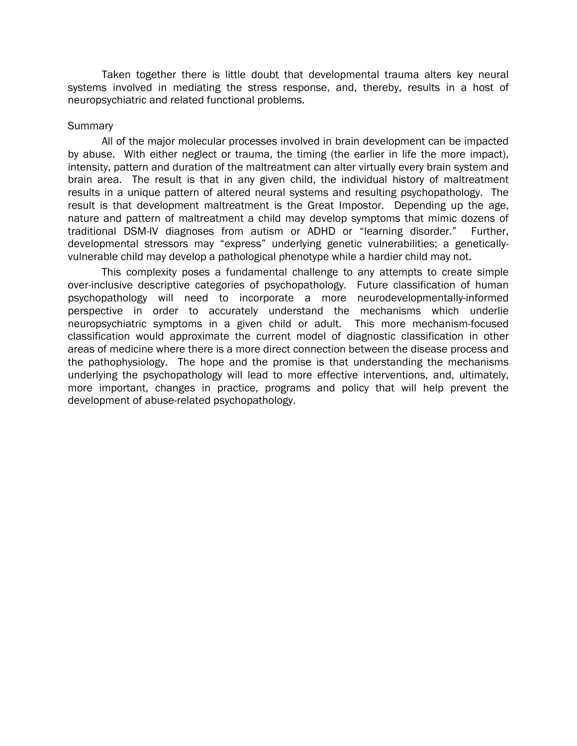Taken together there is little doubt that developmental trauma alters key neural systems involved in mediating the stress response, and, thereby, results in a host of neuropsychiatric and related functional problems.

## Summary

All of the major molecular processes involved in brain development can be impacted by abuse. With either neglect or trauma, the timing (the earlier in life the more impact), intensity, pattern and duration of the maltreatment can alter virtually every brain system and brain area. The result is that in any given child, the individual history of maltreatment results in a unique pattern of altered neural systems and resulting psychopathology. The result is that development maltreatment is the Great Impostor. Depending up the age, nature and pattern of maltreatment a child may develop symptoms that mimic dozens of traditional DSM-IV diagnoses from autism or ADHD or "learning disorder." Further, developmental stressors may "express" underlying genetic vulnerabilities; a genetically-vulnerable child may develop a pathological phenotype while a hardier child may not.

This complexity poses a fundamental challenge to any attempts to create simple over-inclusive descriptive categories of psychopathology. Future classification of human psychopathology will need to incorporate a more neurodevelopmentally-informed perspective in order to accurately understand the mechanisms which underlie neuropsychiatric symptoms in a given child or adult. This more mechanism-focused classification would approximate the current model of diagnostic classification in other areas of medicine where there is a more direct connection between the disease process and the pathophysiology. The hope and the promise is that understanding the mechanisms underlying the psychopathology will lead to more effective interventions, and, ultimately, more important, changes in practice, programs and policy that will help prevent the development of abuse-related psychopathology.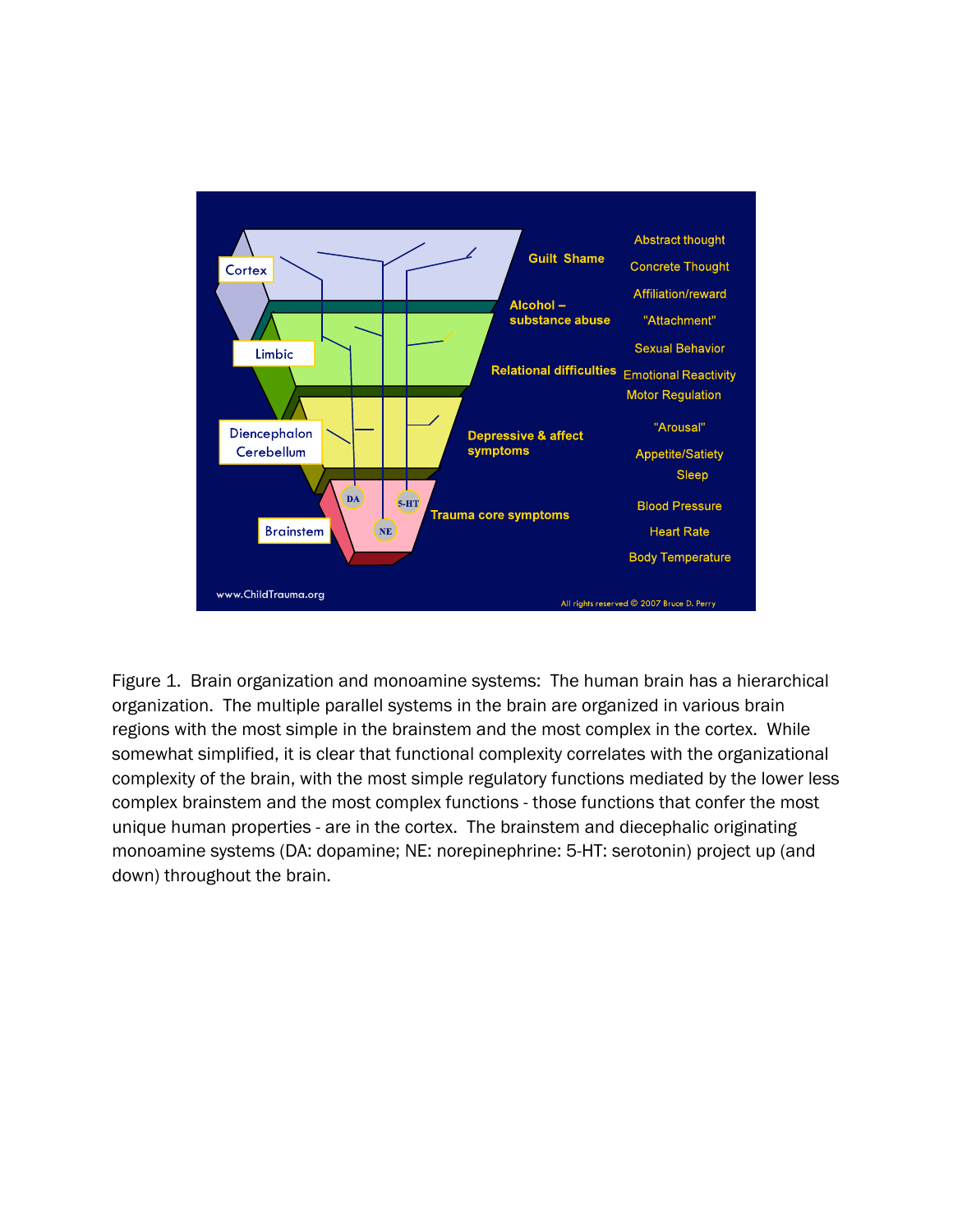Figure 1. Brain organization and monoamine systems: The human brain has a hierarchical organization. The multiple parallel systems in the brain are organized in various brain regions with the most simple in the brainstem and the most complex in the cortex. While somewhat simplified, it is clear that functional complexity correlates with the organizational complexity of the brain, with the most simple regulatory functions mediated by the lower less complex brainstem and the most complex functions - those functions that confer the most unique human properties - are in the cortex. The brainstem and diecephalic originating monoamine systems (DA: dopamine; NE: norepinephrine: 5-HT: serotonin) project up (and down) throughout the brain.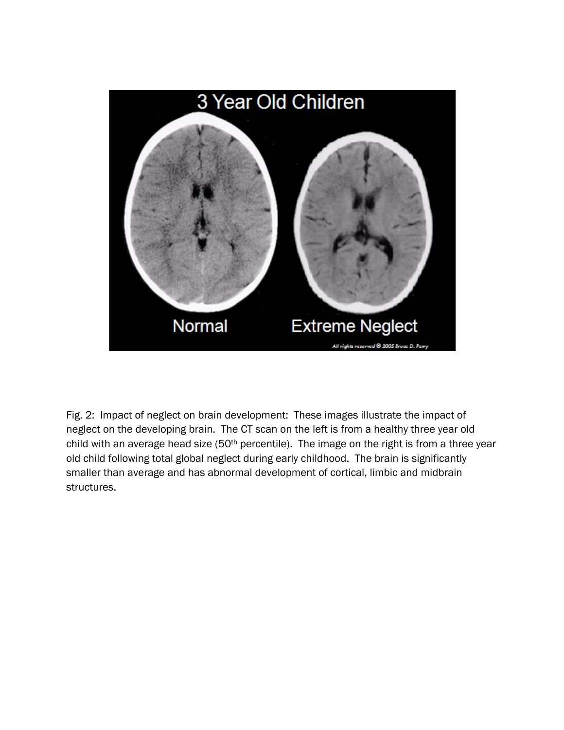Fig. 2: Impact of neglect on brain development: These images illustrate the impact of neglect on the developing brain. The CT scan on the left is from a healthy three year old child with an average head size (50th percentile). The image on the right is from a three year old child following total global neglect during early childhood. The brain is significantly smaller than average and has abnormal development of cortical, limbic and midbrain structures.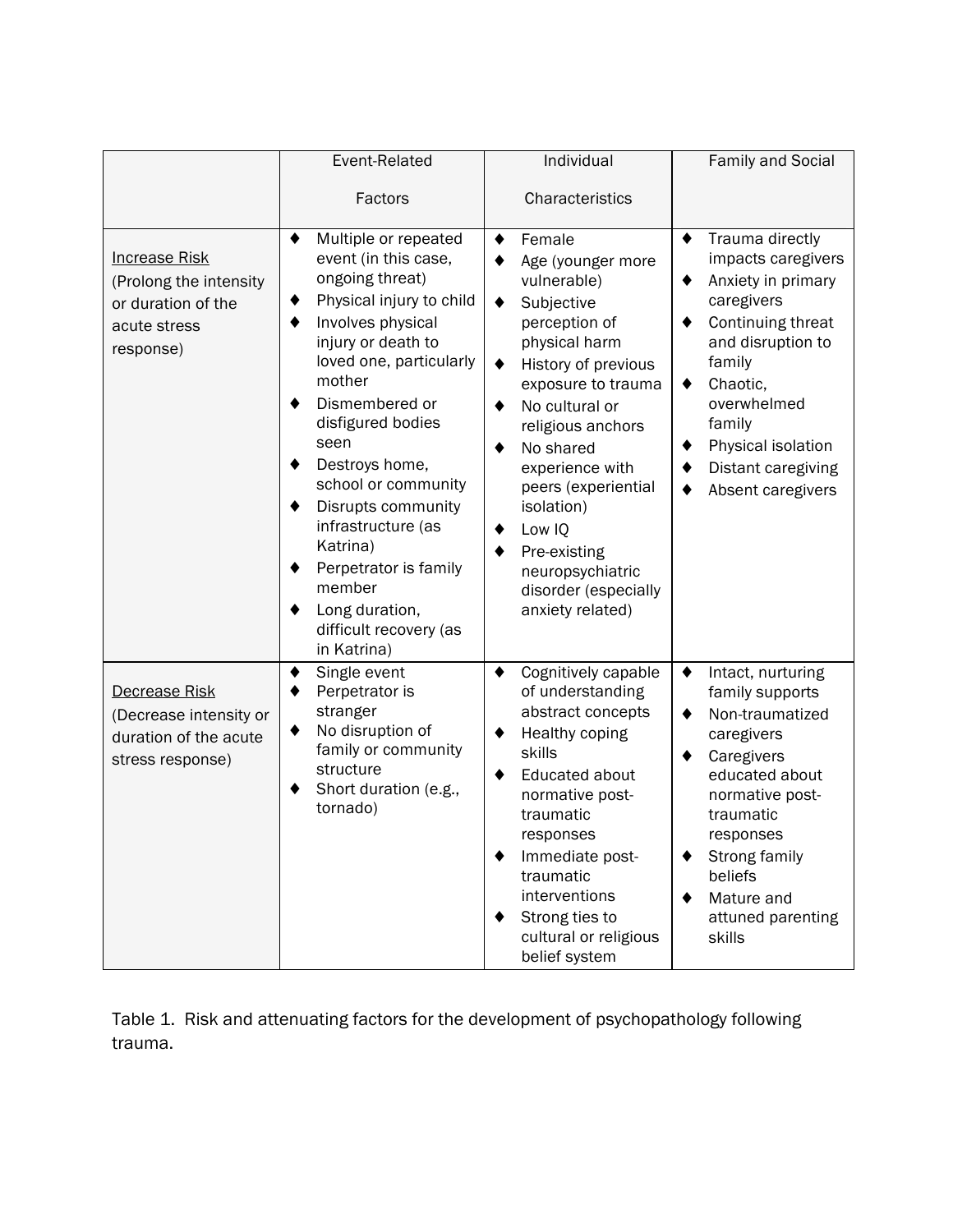| | Event-Related Factors | Individual Characteristics | Family and Social |
|---|---|---|---|
| Increase Risk (Prolong the intensity or duration of the acute stress response) | ♦ Multiple or repeated event (in this case, ongoing threat)<br>♦ Physical injury to child<br>♦ Involves physical injury or death to loved one, particularly mother<br>♦ Dismembered or disfigured bodies seen<br>♦ Destroys home, school or community<br>♦ Disrupts community infrastructure (as Katrina)<br>♦ Perpetrator is family member<br>♦ Long duration, difficult recovery (as in Katrina) | ♦ Female<br>♦ Age (younger more vulnerable)<br>♦ Subjective perception of physical harm<br>♦ History of previous exposure to trauma<br>♦ No cultural or religious anchors<br>♦ No shared experience with peers (experiential isolation)<br>♦ Low IQ<br>♦ Pre-existing neuropsychiatric disorder (especially anxiety related) | ♦ Trauma directly impacts caregivers<br>♦ Anxiety in primary caregivers<br>♦ Continuing threat and disruption to family<br>♦ Chaotic, overwhelmed family<br>♦ Physical isolation<br>♦ Distant caregiving<br>♦ Absent caregivers |
| Decrease Risk (Decrease intensity or duration of the acute stress response) | ♦ Single event<br>♦ Perpetrator is stranger<br>♦ No disruption of family or community structure<br>♦ Short duration (e.g., tornado) | ♦ Cognitively capable of understanding abstract concepts<br>♦ Healthy coping skills<br>♦ Educated about normative post-traumatic responses<br>♦ Immediate post-traumatic interventions<br>♦ Strong ties to cultural or religious belief system | ♦ Intact, nurturing family supports<br>♦ Non-traumatized caregivers<br>♦ Caregivers educated about normative post-traumatic responses<br>♦ Strong family beliefs<br>♦ Mature and attuned parenting skills |

Table 1. Risk and attenuating factors for the development of psychopathology following trauma.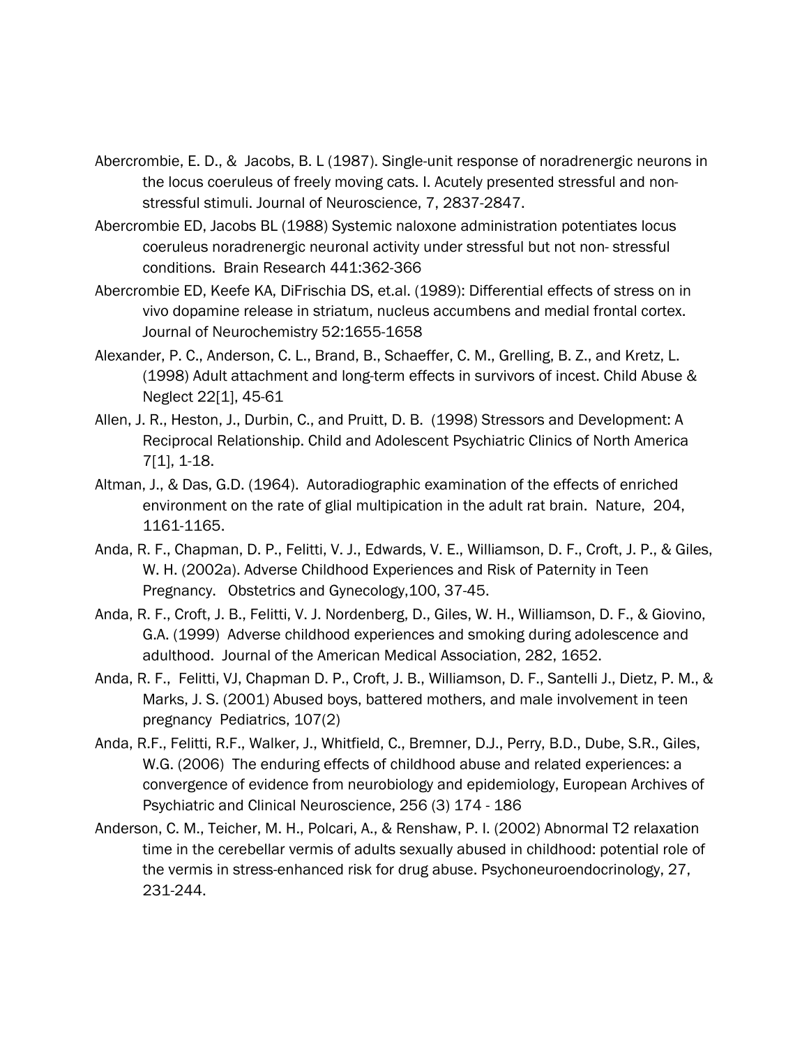Abercrombie, E. D., & Jacobs, B. L (1987). Single-unit response of noradrenergic neurons in the locus coeruleus of freely moving cats. I. Acutely presented stressful and non-stressful stimuli. Journal of Neuroscience, 7, 2837-2847.

Abercrombie ED, Jacobs BL (1988) Systemic naloxone administration potentiates locus coeruleus noradrenergic neuronal activity under stressful but not non- stressful conditions. Brain Research 441:362-366

Abercrombie ED, Keefe KA, DiFrischia DS, et.al. (1989): Differential effects of stress on in vivo dopamine release in striatum, nucleus accumbens and medial frontal cortex. Journal of Neurochemistry 52:1655-1658

Alexander, P. C., Anderson, C. L., Brand, B., Schaeffer, C. M., Grelling, B. Z., and Kretz, L. (1998) Adult attachment and long-term effects in survivors of incest. Child Abuse & Neglect 22[1], 45-61

Allen, J. R., Heston, J., Durbin, C., and Pruitt, D. B. (1998) Stressors and Development: A Reciprocal Relationship. Child and Adolescent Psychiatric Clinics of North America 7[1], 1-18.

Altman, J., & Das, G.D. (1964). Autoradiographic examination of the effects of enriched environment on the rate of glial multipication in the adult rat brain. Nature, 204, 1161-1165.

Anda, R. F., Chapman, D. P., Felitti, V. J., Edwards, V. E., Williamson, D. F., Croft, J. P., & Giles, W. H. (2002a). Adverse Childhood Experiences and Risk of Paternity in Teen Pregnancy. Obstetrics and Gynecology,100, 37-45.

Anda, R. F., Croft, J. B., Felitti, V. J. Nordenberg, D., Giles, W. H., Williamson, D. F., & Giovino, G.A. (1999) Adverse childhood experiences and smoking during adolescence and adulthood. Journal of the American Medical Association, 282, 1652.

Anda, R. F., Felitti, VJ, Chapman D. P., Croft, J. B., Williamson, D. F., Santelli J., Dietz, P. M., & Marks, J. S. (2001) Abused boys, battered mothers, and male involvement in teen pregnancy Pediatrics, 107(2)

Anda, R.F., Felitti, R.F., Walker, J., Whitfield, C., Bremner, D.J., Perry, B.D., Dube, S.R., Giles, W.G. (2006) The enduring effects of childhood abuse and related experiences: a convergence of evidence from neurobiology and epidemiology, European Archives of Psychiatric and Clinical Neuroscience, 256 (3) 174 - 186

Anderson, C. M., Teicher, M. H., Polcari, A., & Renshaw, P. I. (2002) Abnormal T2 relaxation time in the cerebellar vermis of adults sexually abused in childhood: potential role of the vermis in stress-enhanced risk for drug abuse. Psychoneuroendocrinology, 27, 231-244.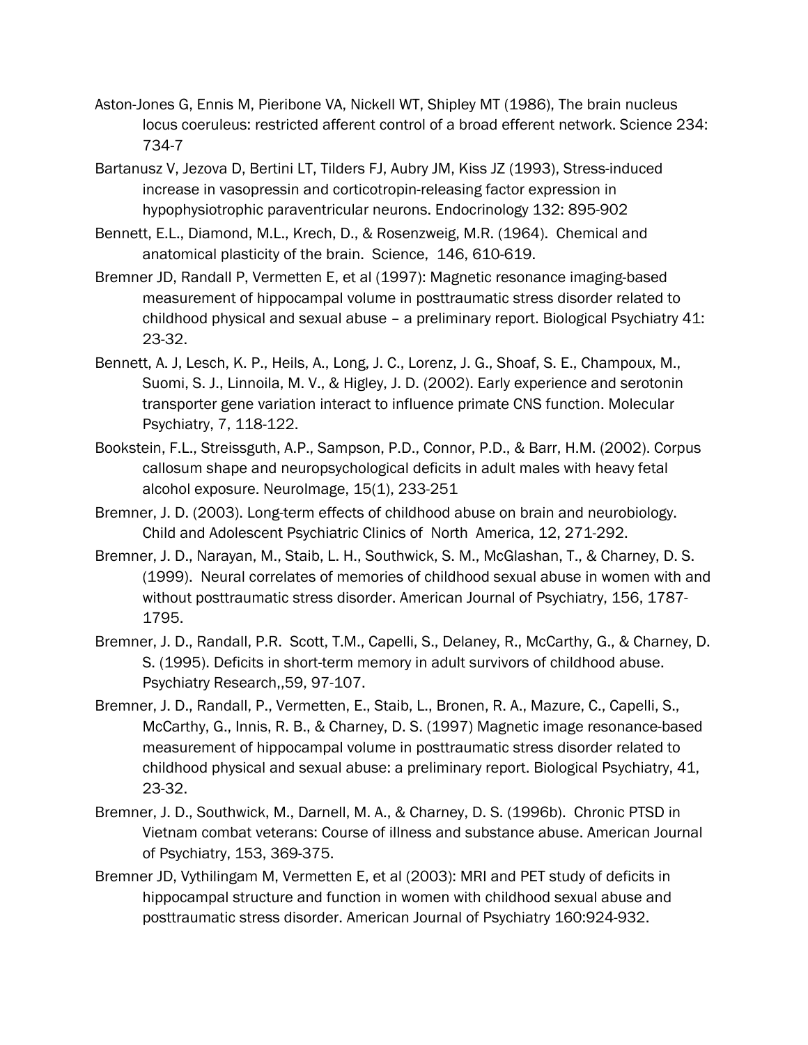Aston-Jones G, Ennis M, Pieribone VA, Nickell WT, Shipley MT (1986), The brain nucleus locus coeruleus: restricted afferent control of a broad efferent network. Science 234: 734-7

Bartanusz V, Jezova D, Bertini LT, Tilders FJ, Aubry JM, Kiss JZ (1993), Stress-induced increase in vasopressin and corticotropin-releasing factor expression in hypophysiotrophic paraventricular neurons. Endocrinology 132: 895-902

Bennett, E.L., Diamond, M.L., Krech, D., & Rosenzweig, M.R. (1964). Chemical and anatomical plasticity of the brain. Science, 146, 610-619.

Bremner JD, Randall P, Vermetten E, et al (1997): Magnetic resonance imaging-based measurement of hippocampal volume in posttraumatic stress disorder related to childhood physical and sexual abuse – a preliminary report. Biological Psychiatry 41: 23-32.

Bennett, A. J, Lesch, K. P., Heils, A., Long, J. C., Lorenz, J. G., Shoaf, S. E., Champoux, M., Suomi, S. J., Linnoila, M. V., & Higley, J. D. (2002). Early experience and serotonin transporter gene variation interact to influence primate CNS function. Molecular Psychiatry, 7, 118-122.

Bookstein, F.L., Streissguth, A.P., Sampson, P.D., Connor, P.D., & Barr, H.M. (2002). Corpus callosum shape and neuropsychological deficits in adult males with heavy fetal alcohol exposure. NeuroImage, 15(1), 233-251

Bremner, J. D. (2003). Long-term effects of childhood abuse on brain and neurobiology. Child and Adolescent Psychiatric Clinics of North America, 12, 271-292.

Bremner, J. D., Narayan, M., Staib, L. H., Southwick, S. M., McGlashan, T., & Charney, D. S. (1999). Neural correlates of memories of childhood sexual abuse in women with and without posttraumatic stress disorder. American Journal of Psychiatry, 156, 1787-1795.

Bremner, J. D., Randall, P.R. Scott, T.M., Capelli, S., Delaney, R., McCarthy, G., & Charney, D. S. (1995). Deficits in short-term memory in adult survivors of childhood abuse. Psychiatry Research,,59, 97-107.

Bremner, J. D., Randall, P., Vermetten, E., Staib, L., Bronen, R. A., Mazure, C., Capelli, S., McCarthy, G., Innis, R. B., & Charney, D. S. (1997) Magnetic image resonance-based measurement of hippocampal volume in posttraumatic stress disorder related to childhood physical and sexual abuse: a preliminary report. Biological Psychiatry, 41, 23-32.

Bremner, J. D., Southwick, M., Darnell, M. A., & Charney, D. S. (1996b). Chronic PTSD in Vietnam combat veterans: Course of illness and substance abuse. American Journal of Psychiatry, 153, 369-375.

Bremner JD, Vythilingam M, Vermetten E, et al (2003): MRI and PET study of deficits in hippocampal structure and function in women with childhood sexual abuse and posttraumatic stress disorder. American Journal of Psychiatry 160:924-932.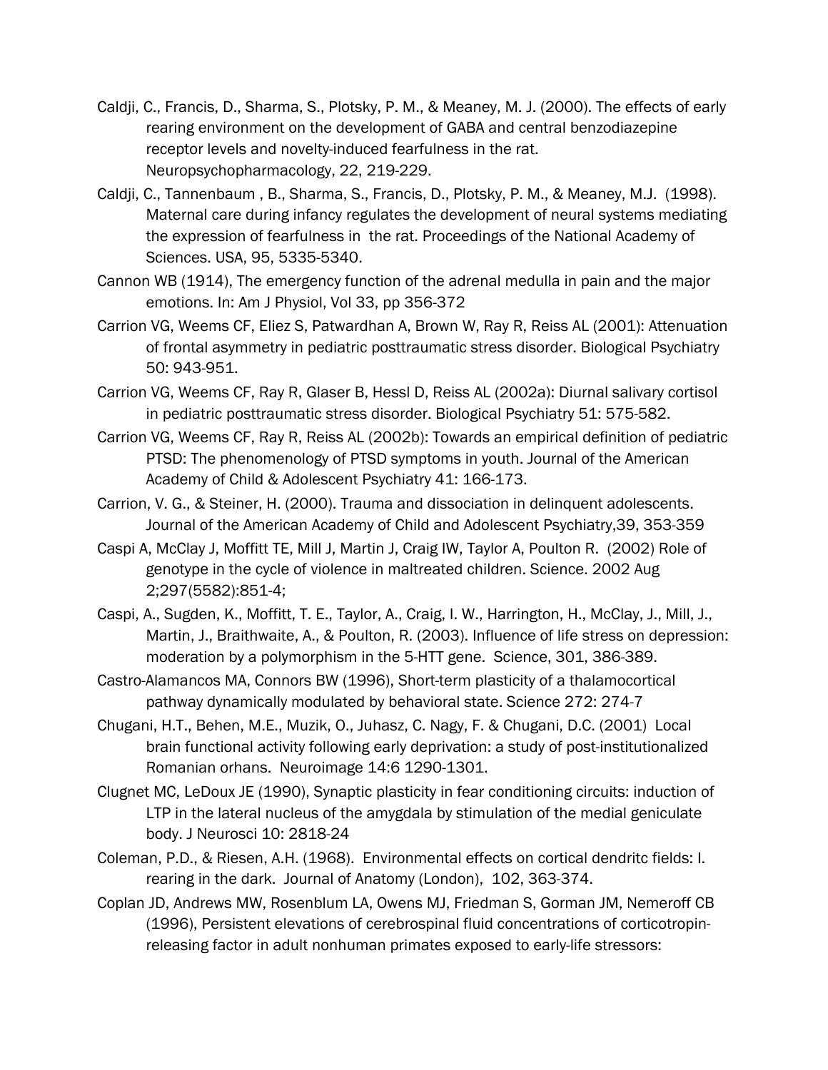Caldji, C., Francis, D., Sharma, S., Plotsky, P. M., & Meaney, M. J. (2000). The effects of early rearing environment on the development of GABA and central benzodiazepine receptor levels and novelty-induced fearfulness in the rat. Neuropsychopharmacology, 22, 219-229.

Caldji, C., Tannenbaum , B., Sharma, S., Francis, D., Plotsky, P. M., & Meaney, M.J. (1998). Maternal care during infancy regulates the development of neural systems mediating the expression of fearfulness in the rat. Proceedings of the National Academy of Sciences. USA, 95, 5335-5340.

Cannon WB (1914), The emergency function of the adrenal medulla in pain and the major emotions. In: Am J Physiol, Vol 33, pp 356-372

Carrion VG, Weems CF, Eliez S, Patwardhan A, Brown W, Ray R, Reiss AL (2001): Attenuation of frontal asymmetry in pediatric posttraumatic stress disorder. Biological Psychiatry 50: 943-951.

Carrion VG, Weems CF, Ray R, Glaser B, Hessl D, Reiss AL (2002a): Diurnal salivary cortisol in pediatric posttraumatic stress disorder. Biological Psychiatry 51: 575-582.

Carrion VG, Weems CF, Ray R, Reiss AL (2002b): Towards an empirical definition of pediatric PTSD: The phenomenology of PTSD symptoms in youth. Journal of the American Academy of Child & Adolescent Psychiatry 41: 166-173.

Carrion, V. G., & Steiner, H. (2000). Trauma and dissociation in delinquent adolescents. Journal of the American Academy of Child and Adolescent Psychiatry,39, 353-359

Caspi A, McClay J, Moffitt TE, Mill J, Martin J, Craig IW, Taylor A, Poulton R. (2002) Role of genotype in the cycle of violence in maltreated children. Science. 2002 Aug 2;297(5582):851-4;

Caspi, A., Sugden, K., Moffitt, T. E., Taylor, A., Craig, I. W., Harrington, H., McClay, J., Mill, J., Martin, J., Braithwaite, A., & Poulton, R. (2003). Influence of life stress on depression: moderation by a polymorphism in the 5-HTT gene. Science, 301, 386-389.

Castro-Alamancos MA, Connors BW (1996), Short-term plasticity of a thalamocortical pathway dynamically modulated by behavioral state. Science 272: 274-7

Chugani, H.T., Behen, M.E., Muzik, O., Juhasz, C. Nagy, F. & Chugani, D.C. (2001) Local brain functional activity following early deprivation: a study of post-institutionalized Romanian orhans. Neuroimage 14:6 1290-1301.

Clugnet MC, LeDoux JE (1990), Synaptic plasticity in fear conditioning circuits: induction of LTP in the lateral nucleus of the amygdala by stimulation of the medial geniculate body. J Neurosci 10: 2818-24

Coleman, P.D., & Riesen, A.H. (1968). Environmental effects on cortical dendritc fields: I. rearing in the dark. Journal of Anatomy (London), 102, 363-374.

Coplan JD, Andrews MW, Rosenblum LA, Owens MJ, Friedman S, Gorman JM, Nemeroff CB (1996), Persistent elevations of cerebrospinal fluid concentrations of corticotropin-releasing factor in adult nonhuman primates exposed to early-life stressors: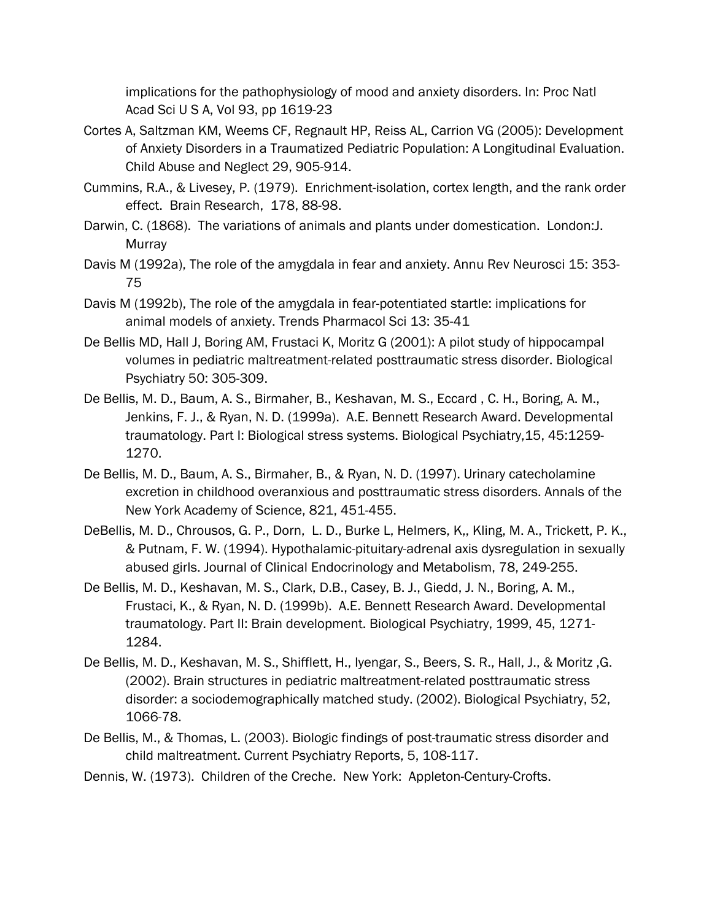implications for the pathophysiology of mood and anxiety disorders. In: Proc Natl Acad Sci U S A, Vol 93, pp 1619-23

Cortes A, Saltzman KM, Weems CF, Regnault HP, Reiss AL, Carrion VG (2005): Development of Anxiety Disorders in a Traumatized Pediatric Population: A Longitudinal Evaluation. Child Abuse and Neglect 29, 905-914.

Cummins, R.A., & Livesey, P. (1979). Enrichment-isolation, cortex length, and the rank order effect. Brain Research, 178, 88-98.

Darwin, C. (1868). The variations of animals and plants under domestication. London:J. Murray

Davis M (1992a), The role of the amygdala in fear and anxiety. Annu Rev Neurosci 15: 353-75

Davis M (1992b), The role of the amygdala in fear-potentiated startle: implications for animal models of anxiety. Trends Pharmacol Sci 13: 35-41

De Bellis MD, Hall J, Boring AM, Frustaci K, Moritz G (2001): A pilot study of hippocampal volumes in pediatric maltreatment-related posttraumatic stress disorder. Biological Psychiatry 50: 305-309.

De Bellis, M. D., Baum, A. S., Birmaher, B., Keshavan, M. S., Eccard , C. H., Boring, A. M., Jenkins, F. J., & Ryan, N. D. (1999a). A.E. Bennett Research Award. Developmental traumatology. Part I: Biological stress systems. Biological Psychiatry,15, 45:1259-1270.

De Bellis, M. D., Baum, A. S., Birmaher, B., & Ryan, N. D. (1997). Urinary catecholamine excretion in childhood overanxious and posttraumatic stress disorders. Annals of the New York Academy of Science, 821, 451-455.

DeBellis, M. D., Chrousos, G. P., Dorn, L. D., Burke L, Helmers, K,, Kling, M. A., Trickett, P. K., & Putnam, F. W. (1994). Hypothalamic-pituitary-adrenal axis dysregulation in sexually abused girls. Journal of Clinical Endocrinology and Metabolism, 78, 249-255.

De Bellis, M. D., Keshavan, M. S., Clark, D.B., Casey, B. J., Giedd, J. N., Boring, A. M., Frustaci, K., & Ryan, N. D. (1999b). A.E. Bennett Research Award. Developmental traumatology. Part II: Brain development. Biological Psychiatry, 1999, 45, 1271-1284.

De Bellis, M. D., Keshavan, M. S., Shifflett, H., Iyengar, S., Beers, S. R., Hall, J., & Moritz ,G. (2002). Brain structures in pediatric maltreatment-related posttraumatic stress disorder: a sociodemographically matched study. (2002). Biological Psychiatry, 52, 1066-78.

De Bellis, M., & Thomas, L. (2003). Biologic findings of post-traumatic stress disorder and child maltreatment. Current Psychiatry Reports, 5, 108-117.

Dennis, W. (1973). Children of the Creche. New York: Appleton-Century-Crofts.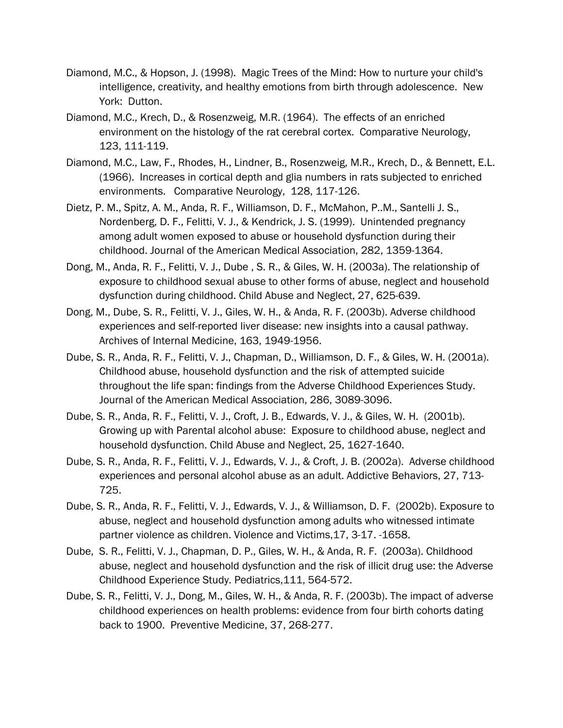Diamond, M.C., & Hopson, J. (1998). Magic Trees of the Mind: How to nurture your child's intelligence, creativity, and healthy emotions from birth through adolescence. New York: Dutton.

Diamond, M.C., Krech, D., & Rosenzweig, M.R. (1964). The effects of an enriched environment on the histology of the rat cerebral cortex. Comparative Neurology, 123, 111-119.

Diamond, M.C., Law, F., Rhodes, H., Lindner, B., Rosenzweig, M.R., Krech, D., & Bennett, E.L. (1966). Increases in cortical depth and glia numbers in rats subjected to enriched environments. Comparative Neurology, 128, 117-126.

Dietz, P. M., Spitz, A. M., Anda, R. F., Williamson, D. F., McMahon, P..M., Santelli J. S., Nordenberg, D. F., Felitti, V. J., & Kendrick, J. S. (1999). Unintended pregnancy among adult women exposed to abuse or household dysfunction during their childhood. Journal of the American Medical Association, 282, 1359-1364.

Dong, M., Anda, R. F., Felitti, V. J., Dube , S. R., & Giles, W. H. (2003a). The relationship of exposure to childhood sexual abuse to other forms of abuse, neglect and household dysfunction during childhood. Child Abuse and Neglect, 27, 625-639.

Dong, M., Dube, S. R., Felitti, V. J., Giles, W. H., & Anda, R. F. (2003b). Adverse childhood experiences and self-reported liver disease: new insights into a causal pathway. Archives of Internal Medicine, 163, 1949-1956.

Dube, S. R., Anda, R. F., Felitti, V. J., Chapman, D., Williamson, D. F., & Giles, W. H. (2001a). Childhood abuse, household dysfunction and the risk of attempted suicide throughout the life span: findings from the Adverse Childhood Experiences Study. Journal of the American Medical Association, 286, 3089-3096.

Dube, S. R., Anda, R. F., Felitti, V. J., Croft, J. B., Edwards, V. J., & Giles, W. H. (2001b). Growing up with Parental alcohol abuse: Exposure to childhood abuse, neglect and household dysfunction. Child Abuse and Neglect, 25, 1627-1640.

Dube, S. R., Anda, R. F., Felitti, V. J., Edwards, V. J., & Croft, J. B. (2002a). Adverse childhood experiences and personal alcohol abuse as an adult. Addictive Behaviors, 27, 713-725.

Dube, S. R., Anda, R. F., Felitti, V. J., Edwards, V. J., & Williamson, D. F. (2002b). Exposure to abuse, neglect and household dysfunction among adults who witnessed intimate partner violence as children. Violence and Victims,17, 3-17. -1658.

Dube, S. R., Felitti, V. J., Chapman, D. P., Giles, W. H., & Anda, R. F. (2003a). Childhood abuse, neglect and household dysfunction and the risk of illicit drug use: the Adverse Childhood Experience Study. Pediatrics,111, 564-572.

Dube, S. R., Felitti, V. J., Dong, M., Giles, W. H., & Anda, R. F. (2003b). The impact of adverse childhood experiences on health problems: evidence from four birth cohorts dating back to 1900. Preventive Medicine, 37, 268-277.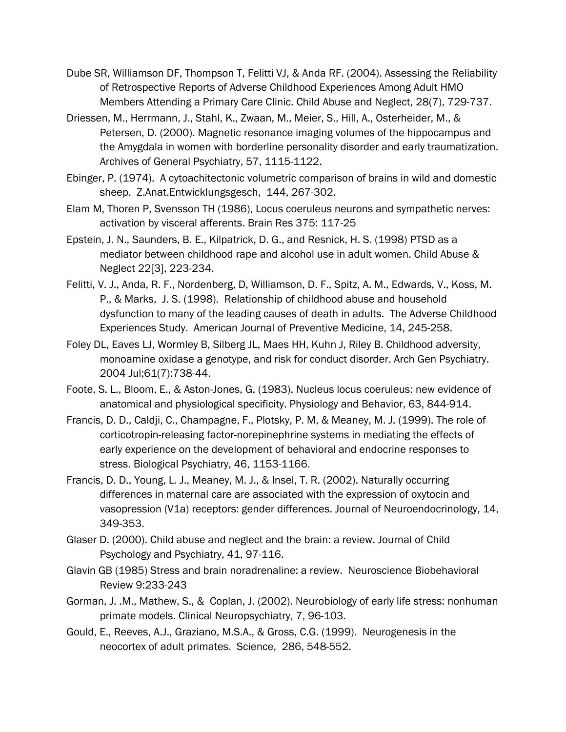Dube SR, Williamson DF, Thompson T, Felitti VJ, & Anda RF. (2004). Assessing the Reliability of Retrospective Reports of Adverse Childhood Experiences Among Adult HMO Members Attending a Primary Care Clinic. Child Abuse and Neglect, 28(7), 729-737.

Driessen, M., Herrmann, J., Stahl, K., Zwaan, M., Meier, S., Hill, A., Osterheider, M., & Petersen, D. (2000). Magnetic resonance imaging volumes of the hippocampus and the Amygdala in women with borderline personality disorder and early traumatization. Archives of General Psychiatry, 57, 1115-1122.

Ebinger, P. (1974). A cytoachitectonic volumetric comparison of brains in wild and domestic sheep. Z.Anat.Entwicklungsgesch, 144, 267-302.

Elam M, Thoren P, Svensson TH (1986), Locus coeruleus neurons and sympathetic nerves: activation by visceral afferents. Brain Res 375: 117-25

Epstein, J. N., Saunders, B. E., Kilpatrick, D. G., and Resnick, H. S. (1998) PTSD as a mediator between childhood rape and alcohol use in adult women. Child Abuse & Neglect 22[3], 223-234.

Felitti, V. J., Anda, R. F., Nordenberg, D, Williamson, D. F., Spitz, A. M., Edwards, V., Koss, M. P., & Marks, J. S. (1998). Relationship of childhood abuse and household dysfunction to many of the leading causes of death in adults. The Adverse Childhood Experiences Study. American Journal of Preventive Medicine, 14, 245-258.

Foley DL, Eaves LJ, Wormley B, Silberg JL, Maes HH, Kuhn J, Riley B. Childhood adversity, monoamine oxidase a genotype, and risk for conduct disorder. Arch Gen Psychiatry. 2004 Jul;61(7):738-44.

Foote, S. L., Bloom, E., & Aston-Jones, G. (1983). Nucleus locus coeruleus: new evidence of anatomical and physiological specificity. Physiology and Behavior, 63, 844-914.

Francis, D. D., Caldji, C., Champagne, F., Plotsky, P. M, & Meaney, M. J. (1999). The role of corticotropin-releasing factor-norepinephrine systems in mediating the effects of early experience on the development of behavioral and endocrine responses to stress. Biological Psychiatry, 46, 1153-1166.

Francis, D. D., Young, L. J., Meaney, M. J., & Insel, T. R. (2002). Naturally occurring differences in maternal care are associated with the expression of oxytocin and vasopression (V1a) receptors: gender differences. Journal of Neuroendocrinology, 14, 349-353.

Glaser D. (2000). Child abuse and neglect and the brain: a review. Journal of Child Psychology and Psychiatry, 41, 97-116.

Glavin GB (1985) Stress and brain noradrenaline: a review. Neuroscience Biobehavioral Review 9:233-243

Gorman, J. .M., Mathew, S., & Coplan, J. (2002). Neurobiology of early life stress: nonhuman primate models. Clinical Neuropsychiatry, 7, 96-103.

Gould, E., Reeves, A.J., Graziano, M.S.A., & Gross, C.G. (1999). Neurogenesis in the neocortex of adult primates. Science, 286, 548-552.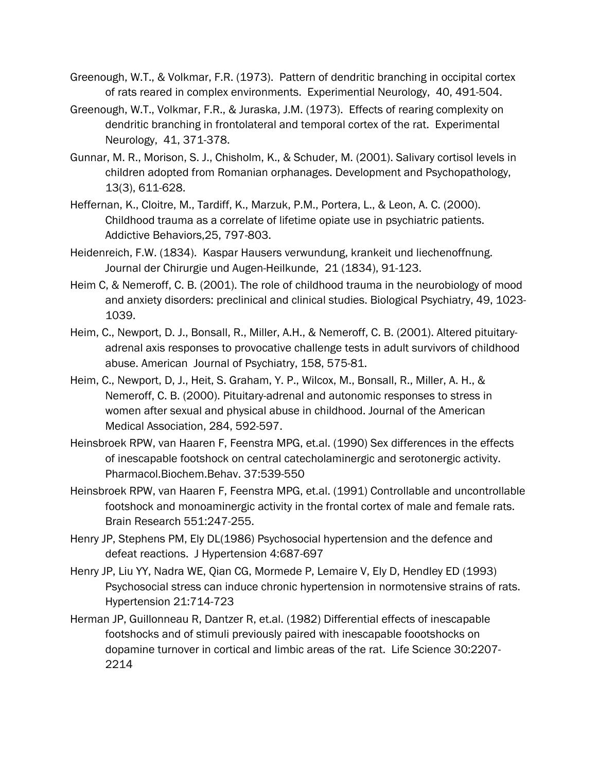Greenough, W.T., & Volkmar, F.R. (1973). Pattern of dendritic branching in occipital cortex of rats reared in complex environments. Experimential Neurology, 40, 491-504.

Greenough, W.T., Volkmar, F.R., & Juraska, J.M. (1973). Effects of rearing complexity on dendritic branching in frontolateral and temporal cortex of the rat. Experimental Neurology, 41, 371-378.

Gunnar, M. R., Morison, S. J., Chisholm, K., & Schuder, M. (2001). Salivary cortisol levels in children adopted from Romanian orphanages. Development and Psychopathology, 13(3), 611-628.

Heffernan, K., Cloitre, M., Tardiff, K., Marzuk, P.M., Portera, L., & Leon, A. C. (2000). Childhood trauma as a correlate of lifetime opiate use in psychiatric patients. Addictive Behaviors,25, 797-803.

Heidenreich, F.W. (1834). Kaspar Hausers verwundung, krankeit und liechenoffnung. Journal der Chirurgie und Augen-Heilkunde, 21 (1834), 91-123.

Heim C, & Nemeroff, C. B. (2001). The role of childhood trauma in the neurobiology of mood and anxiety disorders: preclinical and clinical studies. Biological Psychiatry, 49, 1023-1039.

Heim, C., Newport, D. J., Bonsall, R., Miller, A.H., & Nemeroff, C. B. (2001). Altered pituitary-adrenal axis responses to provocative challenge tests in adult survivors of childhood abuse. American Journal of Psychiatry, 158, 575-81.

Heim, C., Newport, D, J., Heit, S. Graham, Y. P., Wilcox, M., Bonsall, R., Miller, A. H., & Nemeroff, C. B. (2000). Pituitary-adrenal and autonomic responses to stress in women after sexual and physical abuse in childhood. Journal of the American Medical Association, 284, 592-597.

Heinsbroek RPW, van Haaren F, Feenstra MPG, et.al. (1990) Sex differences in the effects of inescapable footshock on central catecholaminergic and serotonergic activity. Pharmacol.Biochem.Behav. 37:539-550

Heinsbroek RPW, van Haaren F, Feenstra MPG, et.al. (1991) Controllable and uncontrollable footshock and monoaminergic activity in the frontal cortex of male and female rats. Brain Research 551:247-255.

Henry JP, Stephens PM, Ely DL(1986) Psychosocial hypertension and the defence and defeat reactions. J Hypertension 4:687-697

Henry JP, Liu YY, Nadra WE, Qian CG, Mormede P, Lemaire V, Ely D, Hendley ED (1993) Psychosocial stress can induce chronic hypertension in normotensive strains of rats. Hypertension 21:714-723

Herman JP, Guillonneau R, Dantzer R, et.al. (1982) Differential effects of inescapable footshocks and of stimuli previously paired with inescapable foootshocks on dopamine turnover in cortical and limbic areas of the rat. Life Science 30:2207-2214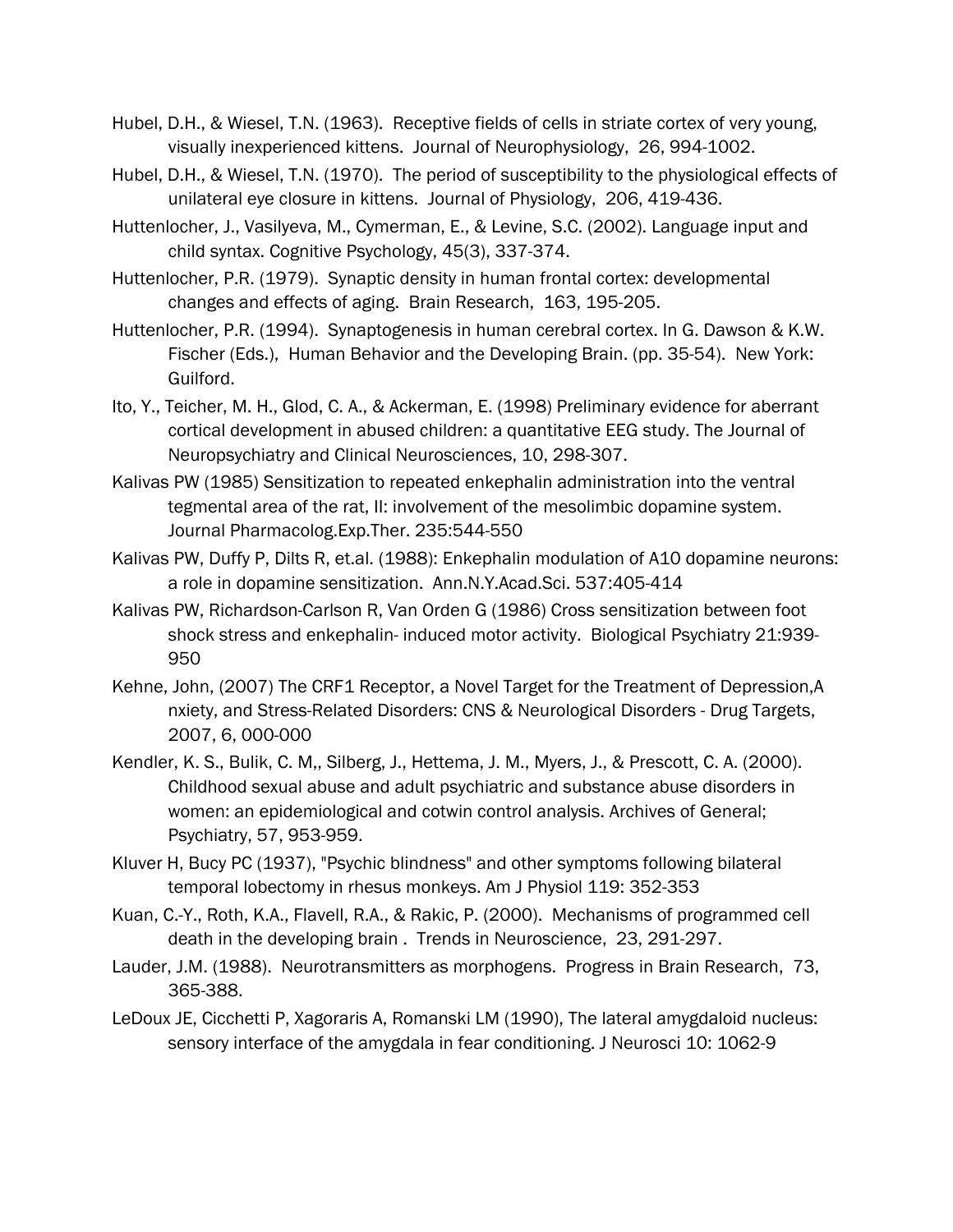Hubel, D.H., & Wiesel, T.N. (1963). Receptive fields of cells in striate cortex of very young, visually inexperienced kittens. Journal of Neurophysiology, 26, 994-1002.

Hubel, D.H., & Wiesel, T.N. (1970). The period of susceptibility to the physiological effects of unilateral eye closure in kittens. Journal of Physiology, 206, 419-436.

Huttenlocher, J., Vasilyeva, M., Cymerman, E., & Levine, S.C. (2002). Language input and child syntax. Cognitive Psychology, 45(3), 337-374.

Huttenlocher, P.R. (1979). Synaptic density in human frontal cortex: developmental changes and effects of aging. Brain Research, 163, 195-205.

Huttenlocher, P.R. (1994). Synaptogenesis in human cerebral cortex. In G. Dawson & K.W. Fischer (Eds.), Human Behavior and the Developing Brain. (pp. 35-54). New York: Guilford.

Ito, Y., Teicher, M. H., Glod, C. A., & Ackerman, E. (1998) Preliminary evidence for aberrant cortical development in abused children: a quantitative EEG study. The Journal of Neuropsychiatry and Clinical Neurosciences, 10, 298-307.

Kalivas PW (1985) Sensitization to repeated enkephalin administration into the ventral tegmental area of the rat, II: involvement of the mesolimbic dopamine system. Journal Pharmacolog.Exp.Ther. 235:544-550

Kalivas PW, Duffy P, Dilts R, et.al. (1988): Enkephalin modulation of A10 dopamine neurons: a role in dopamine sensitization. Ann.N.Y.Acad.Sci. 537:405-414

Kalivas PW, Richardson-Carlson R, Van Orden G (1986) Cross sensitization between foot shock stress and enkephalin- induced motor activity. Biological Psychiatry 21:939-950

Kehne, John, (2007) The CRF1 Receptor, a Novel Target for the Treatment of Depression,A nxiety, and Stress-Related Disorders: CNS & Neurological Disorders - Drug Targets, 2007, 6, 000-000

Kendler, K. S., Bulik, C. M,, Silberg, J., Hettema, J. M., Myers, J., & Prescott, C. A. (2000). Childhood sexual abuse and adult psychiatric and substance abuse disorders in women: an epidemiological and cotwin control analysis. Archives of General; Psychiatry, 57, 953-959.

Kluver H, Bucy PC (1937), "Psychic blindness" and other symptoms following bilateral temporal lobectomy in rhesus monkeys. Am J Physiol 119: 352-353

Kuan, C.-Y., Roth, K.A., Flavell, R.A., & Rakic, P. (2000). Mechanisms of programmed cell death in the developing brain . Trends in Neuroscience, 23, 291-297.

Lauder, J.M. (1988). Neurotransmitters as morphogens. Progress in Brain Research, 73, 365-388.

LeDoux JE, Cicchetti P, Xagoraris A, Romanski LM (1990), The lateral amygdaloid nucleus: sensory interface of the amygdala in fear conditioning. J Neurosci 10: 1062-9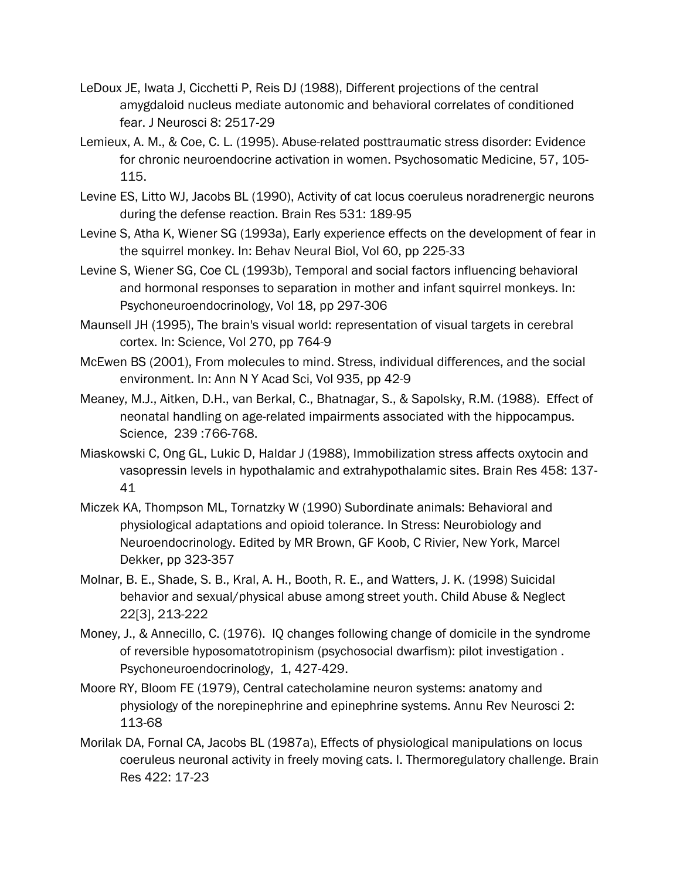LeDoux JE, Iwata J, Cicchetti P, Reis DJ (1988), Different projections of the central amygdaloid nucleus mediate autonomic and behavioral correlates of conditioned fear. J Neurosci 8: 2517-29

Lemieux, A. M., & Coe, C. L. (1995). Abuse-related posttraumatic stress disorder: Evidence for chronic neuroendocrine activation in women. Psychosomatic Medicine, 57, 105-115.

Levine ES, Litto WJ, Jacobs BL (1990), Activity of cat locus coeruleus noradrenergic neurons during the defense reaction. Brain Res 531: 189-95

Levine S, Atha K, Wiener SG (1993a), Early experience effects on the development of fear in the squirrel monkey. In: Behav Neural Biol, Vol 60, pp 225-33

Levine S, Wiener SG, Coe CL (1993b), Temporal and social factors influencing behavioral and hormonal responses to separation in mother and infant squirrel monkeys. In: Psychoneuroendocrinology, Vol 18, pp 297-306

Maunsell JH (1995), The brain's visual world: representation of visual targets in cerebral cortex. In: Science, Vol 270, pp 764-9

McEwen BS (2001), From molecules to mind. Stress, individual differences, and the social environment. In: Ann N Y Acad Sci, Vol 935, pp 42-9

Meaney, M.J., Aitken, D.H., van Berkal, C., Bhatnagar, S., & Sapolsky, R.M. (1988). Effect of neonatal handling on age-related impairments associated with the hippocampus. Science, 239 :766-768.

Miaskowski C, Ong GL, Lukic D, Haldar J (1988), Immobilization stress affects oxytocin and vasopressin levels in hypothalamic and extrahypothalamic sites. Brain Res 458: 137-41

Miczek KA, Thompson ML, Tornatzky W (1990) Subordinate animals: Behavioral and physiological adaptations and opioid tolerance. In Stress: Neurobiology and Neuroendocrinology. Edited by MR Brown, GF Koob, C Rivier, New York, Marcel Dekker, pp 323-357

Molnar, B. E., Shade, S. B., Kral, A. H., Booth, R. E., and Watters, J. K. (1998) Suicidal behavior and sexual/physical abuse among street youth. Child Abuse & Neglect 22[3], 213-222

Money, J., & Annecillo, C. (1976). IQ changes following change of domicile in the syndrome of reversible hyposomatotropinism (psychosocial dwarfism): pilot investigation . Psychoneuroendocrinology, 1, 427-429.

Moore RY, Bloom FE (1979), Central catecholamine neuron systems: anatomy and physiology of the norepinephrine and epinephrine systems. Annu Rev Neurosci 2: 113-68

Morilak DA, Fornal CA, Jacobs BL (1987a), Effects of physiological manipulations on locus coeruleus neuronal activity in freely moving cats. I. Thermoregulatory challenge. Brain Res 422: 17-23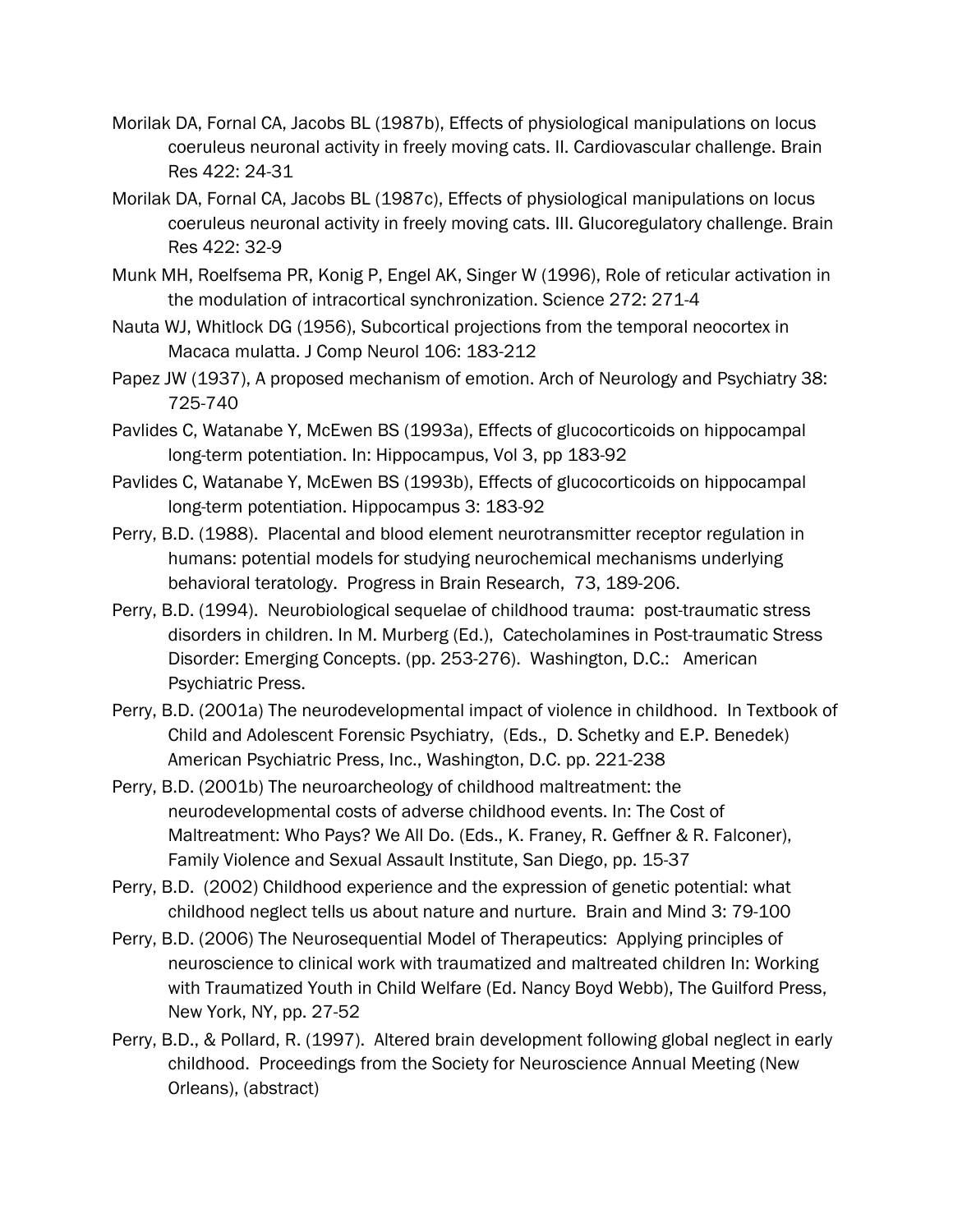Morilak DA, Fornal CA, Jacobs BL (1987b), Effects of physiological manipulations on locus coeruleus neuronal activity in freely moving cats. II. Cardiovascular challenge. Brain Res 422: 24-31

Morilak DA, Fornal CA, Jacobs BL (1987c), Effects of physiological manipulations on locus coeruleus neuronal activity in freely moving cats. III. Glucoregulatory challenge. Brain Res 422: 32-9

Munk MH, Roelfsema PR, Konig P, Engel AK, Singer W (1996), Role of reticular activation in the modulation of intracortical synchronization. Science 272: 271-4

Nauta WJ, Whitlock DG (1956), Subcortical projections from the temporal neocortex in Macaca mulatta. J Comp Neurol 106: 183-212

Papez JW (1937), A proposed mechanism of emotion. Arch of Neurology and Psychiatry 38: 725-740

Pavlides C, Watanabe Y, McEwen BS (1993a), Effects of glucocorticoids on hippocampal long-term potentiation. In: Hippocampus, Vol 3, pp 183-92

Pavlides C, Watanabe Y, McEwen BS (1993b), Effects of glucocorticoids on hippocampal long-term potentiation. Hippocampus 3: 183-92

Perry, B.D. (1988). Placental and blood element neurotransmitter receptor regulation in humans: potential models for studying neurochemical mechanisms underlying behavioral teratology. Progress in Brain Research, 73, 189-206.

Perry, B.D. (1994). Neurobiological sequelae of childhood trauma: post-traumatic stress disorders in children. In M. Murberg (Ed.), Catecholamines in Post-traumatic Stress Disorder: Emerging Concepts. (pp. 253-276). Washington, D.C.: American Psychiatric Press.

Perry, B.D. (2001a) The neurodevelopmental impact of violence in childhood. In Textbook of Child and Adolescent Forensic Psychiatry, (Eds., D. Schetky and E.P. Benedek) American Psychiatric Press, Inc., Washington, D.C. pp. 221-238

Perry, B.D. (2001b) The neuroarcheology of childhood maltreatment: the neurodevelopmental costs of adverse childhood events. In: The Cost of Maltreatment: Who Pays? We All Do. (Eds., K. Franey, R. Geffner & R. Falconer), Family Violence and Sexual Assault Institute, San Diego, pp. 15-37

Perry, B.D. (2002) Childhood experience and the expression of genetic potential: what childhood neglect tells us about nature and nurture. Brain and Mind 3: 79-100

Perry, B.D. (2006) The Neurosequential Model of Therapeutics: Applying principles of neuroscience to clinical work with traumatized and maltreated children In: Working with Traumatized Youth in Child Welfare (Ed. Nancy Boyd Webb), The Guilford Press, New York, NY, pp. 27-52

Perry, B.D., & Pollard, R. (1997). Altered brain development following global neglect in early childhood. Proceedings from the Society for Neuroscience Annual Meeting (New Orleans), (abstract)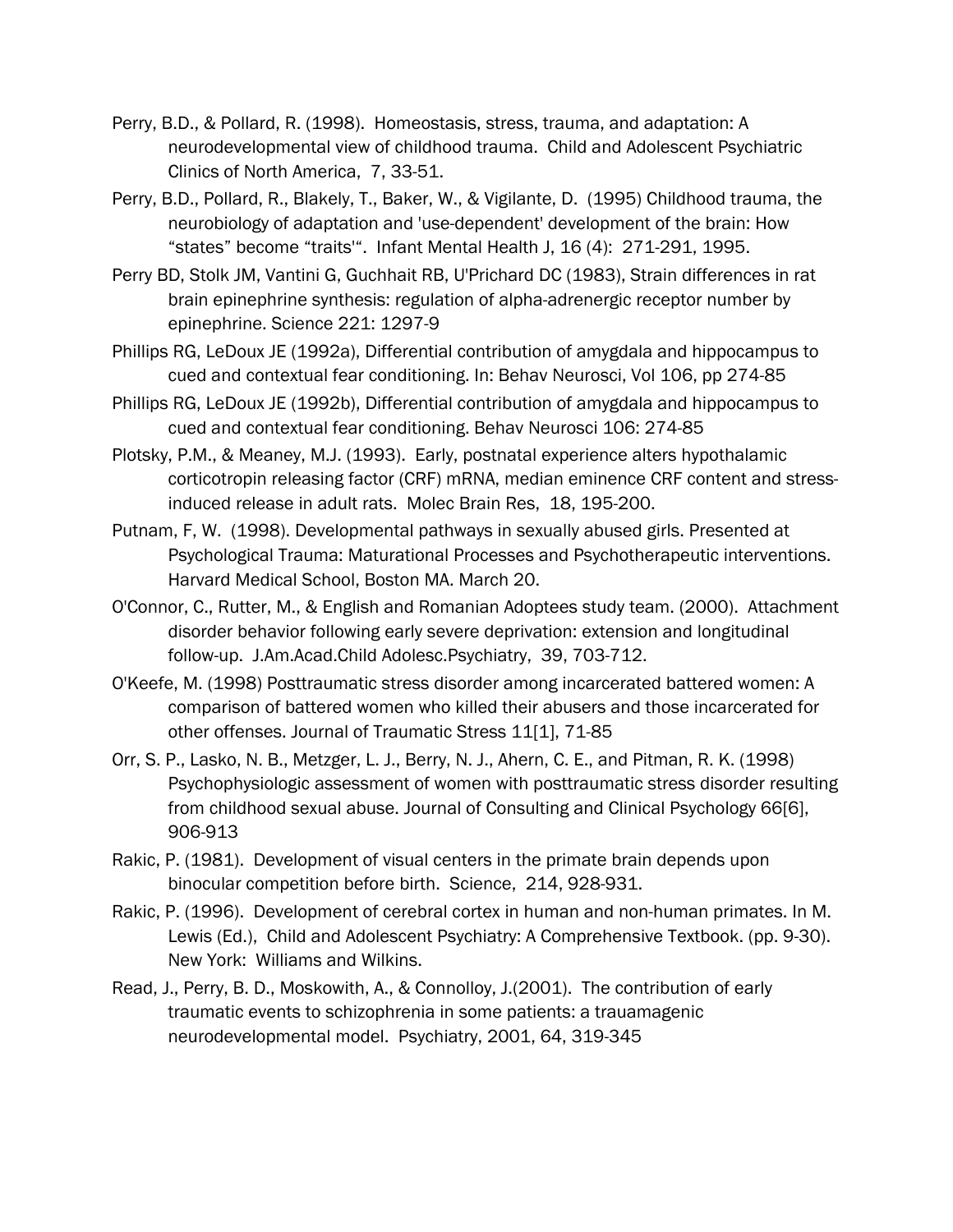Perry, B.D., & Pollard, R. (1998). Homeostasis, stress, trauma, and adaptation: A neurodevelopmental view of childhood trauma. Child and Adolescent Psychiatric Clinics of North America, 7, 33-51.

Perry, B.D., Pollard, R., Blakely, T., Baker, W., & Vigilante, D. (1995) Childhood trauma, the neurobiology of adaptation and 'use-dependent' development of the brain: How "states" become "traits'". Infant Mental Health J, 16 (4): 271-291, 1995.

Perry BD, Stolk JM, Vantini G, Guchhait RB, U'Prichard DC (1983), Strain differences in rat brain epinephrine synthesis: regulation of alpha-adrenergic receptor number by epinephrine. Science 221: 1297-9

Phillips RG, LeDoux JE (1992a), Differential contribution of amygdala and hippocampus to cued and contextual fear conditioning. In: Behav Neurosci, Vol 106, pp 274-85

Phillips RG, LeDoux JE (1992b), Differential contribution of amygdala and hippocampus to cued and contextual fear conditioning. Behav Neurosci 106: 274-85

Plotsky, P.M., & Meaney, M.J. (1993). Early, postnatal experience alters hypothalamic corticotropin releasing factor (CRF) mRNA, median eminence CRF content and stress-induced release in adult rats. Molec Brain Res, 18, 195-200.

Putnam, F, W. (1998). Developmental pathways in sexually abused girls. Presented at Psychological Trauma: Maturational Processes and Psychotherapeutic interventions. Harvard Medical School, Boston MA. March 20.

O'Connor, C., Rutter, M., & English and Romanian Adoptees study team. (2000). Attachment disorder behavior following early severe deprivation: extension and longitudinal follow-up. J.Am.Acad.Child Adolesc.Psychiatry, 39, 703-712.

O'Keefe, M. (1998) Posttraumatic stress disorder among incarcerated battered women: A comparison of battered women who killed their abusers and those incarcerated for other offenses. Journal of Traumatic Stress 11[1], 71-85

Orr, S. P., Lasko, N. B., Metzger, L. J., Berry, N. J., Ahern, C. E., and Pitman, R. K. (1998) Psychophysiologic assessment of women with posttraumatic stress disorder resulting from childhood sexual abuse. Journal of Consulting and Clinical Psychology 66[6], 906-913

Rakic, P. (1981). Development of visual centers in the primate brain depends upon binocular competition before birth. Science, 214, 928-931.

Rakic, P. (1996). Development of cerebral cortex in human and non-human primates. In M. Lewis (Ed.), Child and Adolescent Psychiatry: A Comprehensive Textbook. (pp. 9-30). New York: Williams and Wilkins.

Read, J., Perry, B. D., Moskowith, A., & Connolloy, J.(2001). The contribution of early traumatic events to schizophrenia in some patients: a trauamagenic neurodevelopmental model. Psychiatry, 2001, 64, 319-345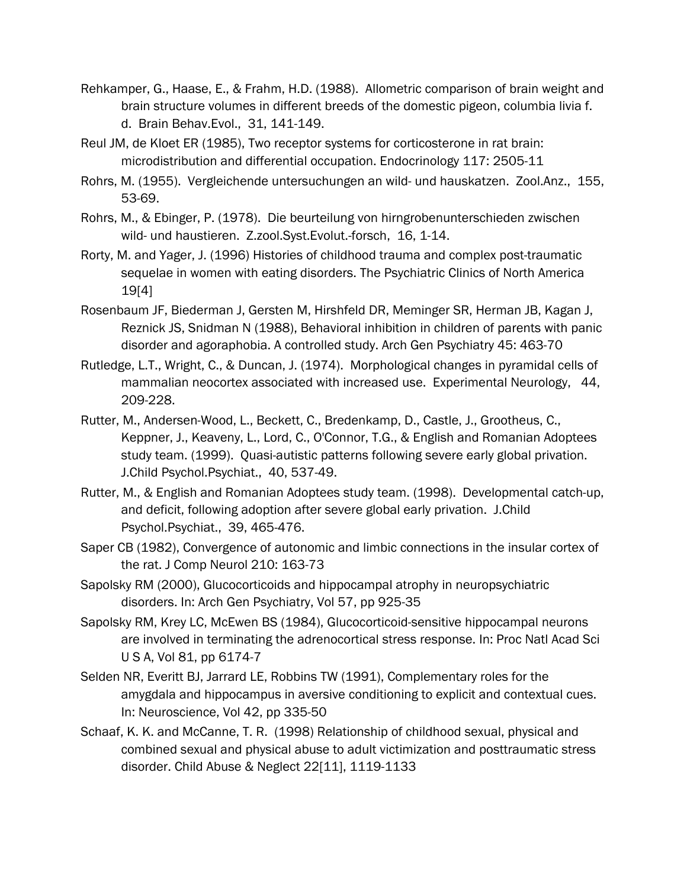Rehkamper, G., Haase, E., & Frahm, H.D. (1988). Allometric comparison of brain weight and brain structure volumes in different breeds of the domestic pigeon, columbia livia f. d. Brain Behav.Evol., 31, 141-149.

Reul JM, de Kloet ER (1985), Two receptor systems for corticosterone in rat brain: microdistribution and differential occupation. Endocrinology 117: 2505-11

Rohrs, M. (1955). Vergleichende untersuchungen an wild- und hauskatzen. Zool.Anz., 155, 53-69.

Rohrs, M., & Ebinger, P. (1978). Die beurteilung von hirngrobenunterschieden zwischen wild- und haustieren. Z.zool.Syst.Evolut.-forsch, 16, 1-14.

Rorty, M. and Yager, J. (1996) Histories of childhood trauma and complex post-traumatic sequelae in women with eating disorders. The Psychiatric Clinics of North America 19[4]

Rosenbaum JF, Biederman J, Gersten M, Hirshfeld DR, Meminger SR, Herman JB, Kagan J, Reznick JS, Snidman N (1988), Behavioral inhibition in children of parents with panic disorder and agoraphobia. A controlled study. Arch Gen Psychiatry 45: 463-70

Rutledge, L.T., Wright, C., & Duncan, J. (1974). Morphological changes in pyramidal cells of mammalian neocortex associated with increased use. Experimental Neurology, 44, 209-228.

Rutter, M., Andersen-Wood, L., Beckett, C., Bredenkamp, D., Castle, J., Grootheus, C., Keppner, J., Keaveny, L., Lord, C., O'Connor, T.G., & English and Romanian Adoptees study team. (1999). Quasi-autistic patterns following severe early global privation. J.Child Psychol.Psychiat., 40, 537-49.

Rutter, M., & English and Romanian Adoptees study team. (1998). Developmental catch-up, and deficit, following adoption after severe global early privation. J.Child Psychol.Psychiat., 39, 465-476.

Saper CB (1982), Convergence of autonomic and limbic connections in the insular cortex of the rat. J Comp Neurol 210: 163-73

Sapolsky RM (2000), Glucocorticoids and hippocampal atrophy in neuropsychiatric disorders. In: Arch Gen Psychiatry, Vol 57, pp 925-35

Sapolsky RM, Krey LC, McEwen BS (1984), Glucocorticoid-sensitive hippocampal neurons are involved in terminating the adrenocortical stress response. In: Proc Natl Acad Sci U S A, Vol 81, pp 6174-7

Selden NR, Everitt BJ, Jarrard LE, Robbins TW (1991), Complementary roles for the amygdala and hippocampus in aversive conditioning to explicit and contextual cues. In: Neuroscience, Vol 42, pp 335-50

Schaaf, K. K. and McCanne, T. R. (1998) Relationship of childhood sexual, physical and combined sexual and physical abuse to adult victimization and posttraumatic stress disorder. Child Abuse & Neglect 22[11], 1119-1133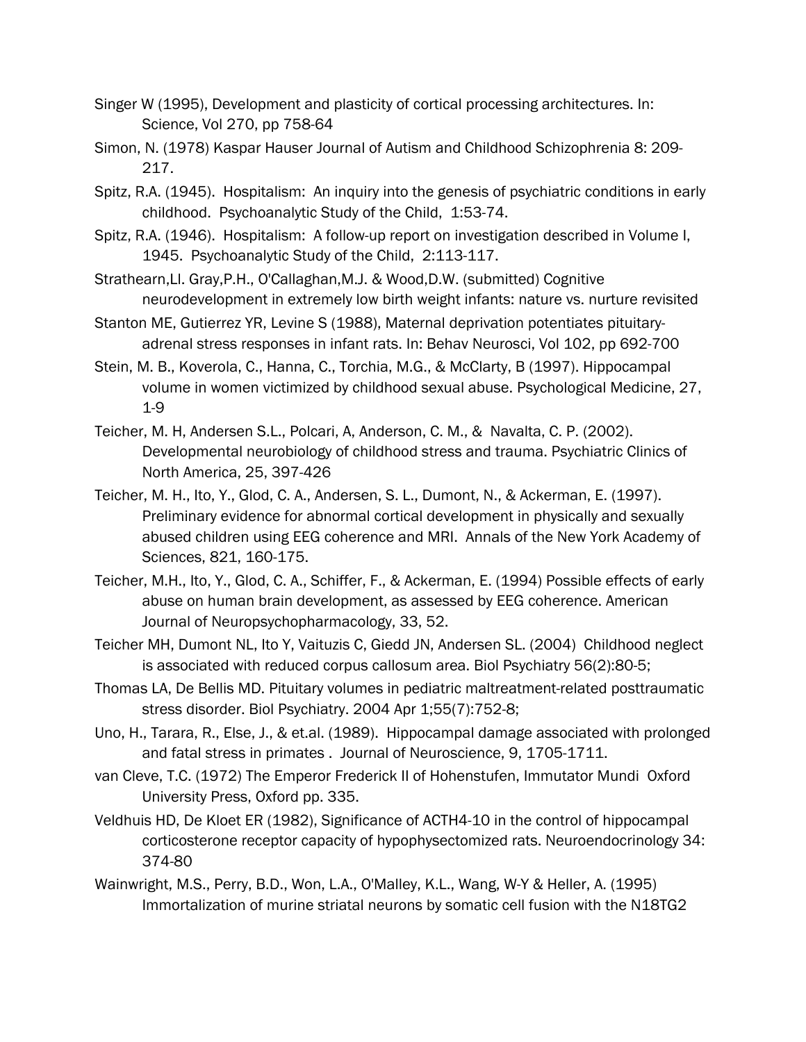Singer W (1995), Development and plasticity of cortical processing architectures. In: Science, Vol 270, pp 758-64

Simon, N. (1978) Kaspar Hauser Journal of Autism and Childhood Schizophrenia 8: 209-217.

Spitz, R.A. (1945). Hospitalism: An inquiry into the genesis of psychiatric conditions in early childhood. Psychoanalytic Study of the Child, 1:53-74.

Spitz, R.A. (1946). Hospitalism: A follow-up report on investigation described in Volume I, 1945. Psychoanalytic Study of the Child, 2:113-117.

Strathearn,Ll. Gray,P.H., O'Callaghan,M.J. & Wood,D.W. (submitted) Cognitive neurodevelopment in extremely low birth weight infants: nature vs. nurture revisited

Stanton ME, Gutierrez YR, Levine S (1988), Maternal deprivation potentiates pituitary-adrenal stress responses in infant rats. In: Behav Neurosci, Vol 102, pp 692-700

Stein, M. B., Koverola, C., Hanna, C., Torchia, M.G., & McClarty, B (1997). Hippocampal volume in women victimized by childhood sexual abuse. Psychological Medicine, 27, 1-9

Teicher, M. H, Andersen S.L., Polcari, A, Anderson, C. M., & Navalta, C. P. (2002). Developmental neurobiology of childhood stress and trauma. Psychiatric Clinics of North America, 25, 397-426

Teicher, M. H., Ito, Y., Glod, C. A., Andersen, S. L., Dumont, N., & Ackerman, E. (1997). Preliminary evidence for abnormal cortical development in physically and sexually abused children using EEG coherence and MRI. Annals of the New York Academy of Sciences, 821, 160-175.

Teicher, M.H., Ito, Y., Glod, C. A., Schiffer, F., & Ackerman, E. (1994) Possible effects of early abuse on human brain development, as assessed by EEG coherence. American Journal of Neuropsychopharmacology, 33, 52.

Teicher MH, Dumont NL, Ito Y, Vaituzis C, Giedd JN, Andersen SL. (2004) Childhood neglect is associated with reduced corpus callosum area. Biol Psychiatry 56(2):80-5;

Thomas LA, De Bellis MD. Pituitary volumes in pediatric maltreatment-related posttraumatic stress disorder. Biol Psychiatry. 2004 Apr 1;55(7):752-8;

Uno, H., Tarara, R., Else, J., & et.al. (1989). Hippocampal damage associated with prolonged and fatal stress in primates . Journal of Neuroscience, 9, 1705-1711.

van Cleve, T.C. (1972) The Emperor Frederick II of Hohenstufen, Immutator Mundi Oxford University Press, Oxford pp. 335.

Veldhuis HD, De Kloet ER (1982), Significance of ACTH4-10 in the control of hippocampal corticosterone receptor capacity of hypophysectomized rats. Neuroendocrinology 34: 374-80

Wainwright, M.S., Perry, B.D., Won, L.A., O'Malley, K.L., Wang, W-Y & Heller, A. (1995) Immortalization of murine striatal neurons by somatic cell fusion with the N18TG2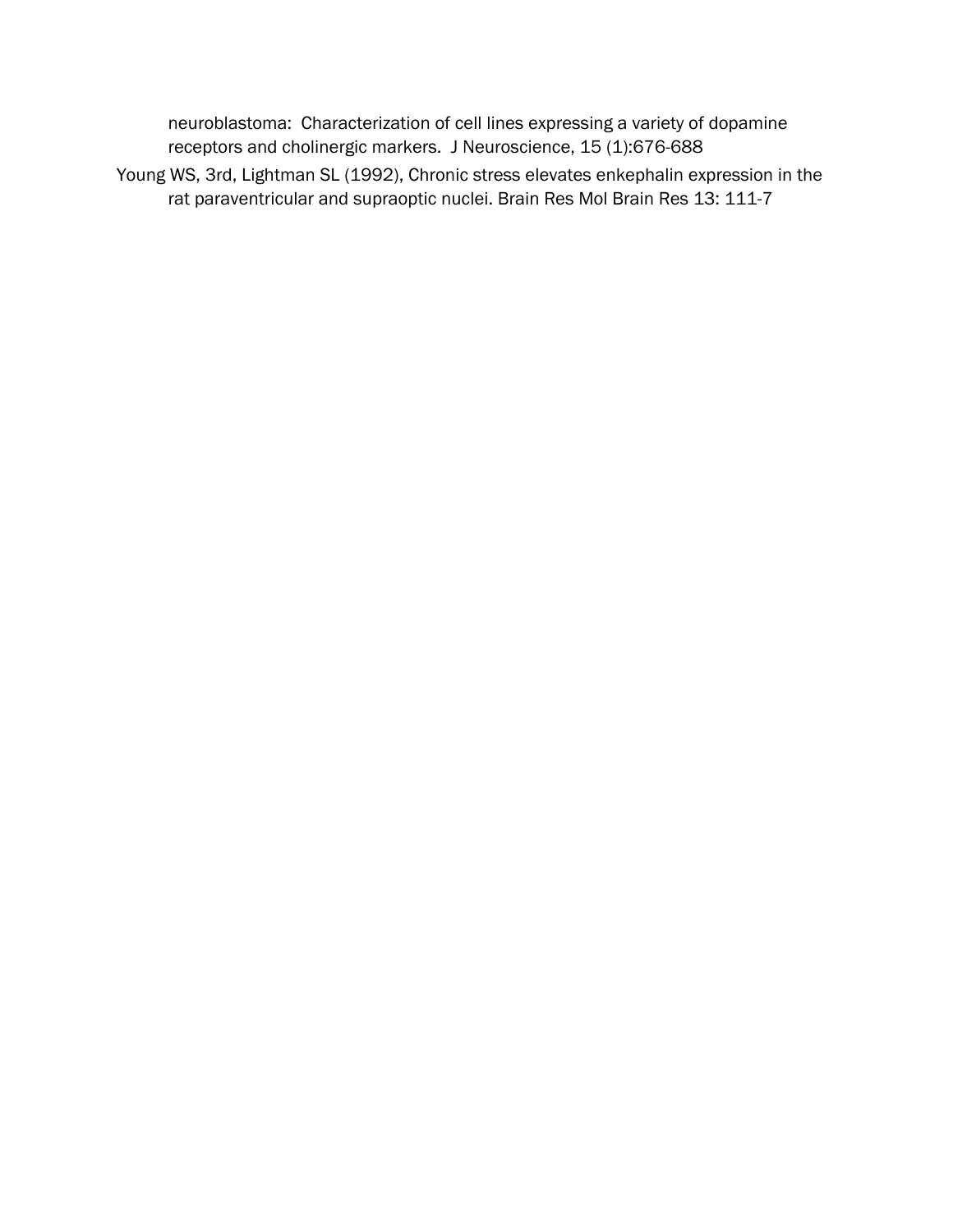neuroblastoma: Characterization of cell lines expressing a variety of dopamine receptors and cholinergic markers. J Neuroscience, 15 (1):676-688

Young WS, 3rd, Lightman SL (1992), Chronic stress elevates enkephalin expression in the rat paraventricular and supraoptic nuclei. Brain Res Mol Brain Res 13: 111-7